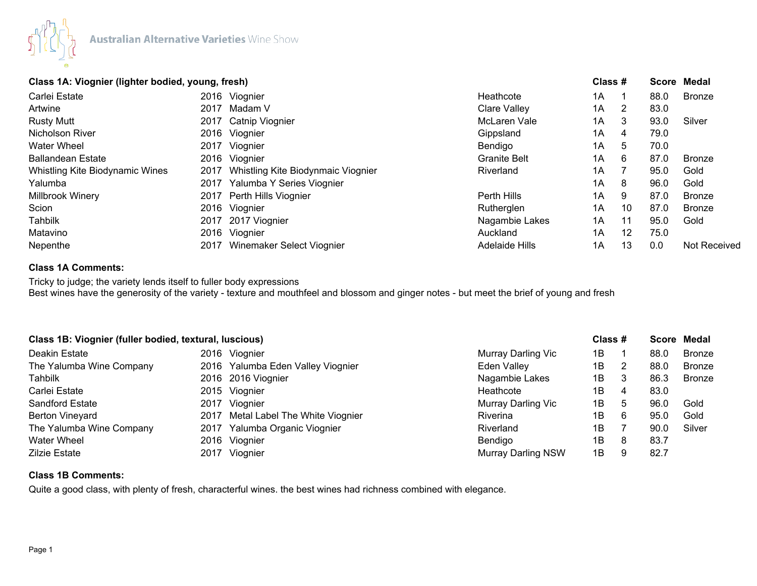# Australian Alternative Varieties Wine Show

## Class 1A: Viognier (lighter bodied, young, fresh)

| Exhibitor | Vintage | Wine | Region | Class | # | Score | Medal |
|---|---|---|---|---|---|---|---|
| Carlei Estate | 2016 | Viognier | Heathcote | 1A | 1 | 88.0 | Bronze |
| Artwine | 2017 | Madam V | Clare Valley | 1A | 2 | 83.0 | |
| Rusty Mutt | 2017 | Catnip Viognier | McLaren Vale | 1A | 3 | 93.0 | Silver |
| Nicholson River | 2016 | Viognier | Gippsland | 1A | 4 | 79.0 | |
| Water Wheel | 2017 | Viognier | Bendigo | 1A | 5 | 70.0 | |
| Ballandean Estate | 2016 | Viognier | Granite Belt | 1A | 6 | 87.0 | Bronze |
| Whistling Kite Biodynamic Wines | 2017 | Whistling Kite Biodynmaic Viognier | Riverland | 1A | 7 | 95.0 | Gold |
| Yalumba | 2017 | Yalumba Y Series Viognier | | 1A | 8 | 96.0 | Gold |
| Millbrook Winery | 2017 | Perth Hills Viognier | Perth Hills | 1A | 9 | 87.0 | Bronze |
| Scion | 2016 | Viognier | Rutherglen | 1A | 10 | 87.0 | Bronze |
| Tahbilk | 2017 | 2017 Viognier | Nagambie Lakes | 1A | 11 | 95.0 | Gold |
| Matavino | 2016 | Viognier | Auckland | 1A | 12 | 75.0 | |
| Nepenthe | 2017 | Winemaker Select Viognier | Adelaide Hills | 1A | 13 | 0.0 | Not Received |

**Class 1A Comments:**

Tricky to judge; the variety lends itself to fuller body expressions
Best wines have the generosity of the variety - texture and mouthfeel and blossom and ginger notes - but meet the brief of young and fresh

## Class 1B: Viognier (fuller bodied, textural, luscious)

| Exhibitor | Vintage | Wine | Region | Class | # | Score | Medal |
|---|---|---|---|---|---|---|---|
| Deakin Estate | 2016 | Viognier | Murray Darling Vic | 1B | 1 | 88.0 | Bronze |
| The Yalumba Wine Company | 2016 | Yalumba Eden Valley Viognier | Eden Valley | 1B | 2 | 88.0 | Bronze |
| Tahbilk | 2016 | 2016 Viognier | Nagambie Lakes | 1B | 3 | 86.3 | Bronze |
| Carlei Estate | 2015 | Viognier | Heathcote | 1B | 4 | 83.0 | |
| Sandford Estate | 2017 | Viognier | Murray Darling Vic | 1B | 5 | 96.0 | Gold |
| Berton Vineyard | 2017 | Metal Label The White Viognier | Riverina | 1B | 6 | 95.0 | Gold |
| The Yalumba Wine Company | 2017 | Yalumba Organic Viognier | Riverland | 1B | 7 | 90.0 | Silver |
| Water Wheel | 2016 | Viognier | Bendigo | 1B | 8 | 83.7 | |
| Zilzie Estate | 2017 | Viognier | Murray Darling NSW | 1B | 9 | 82.7 | |

**Class 1B Comments:**

Quite a good class, with plenty of fresh, characterful wines. the best wines had richness combined with elegance.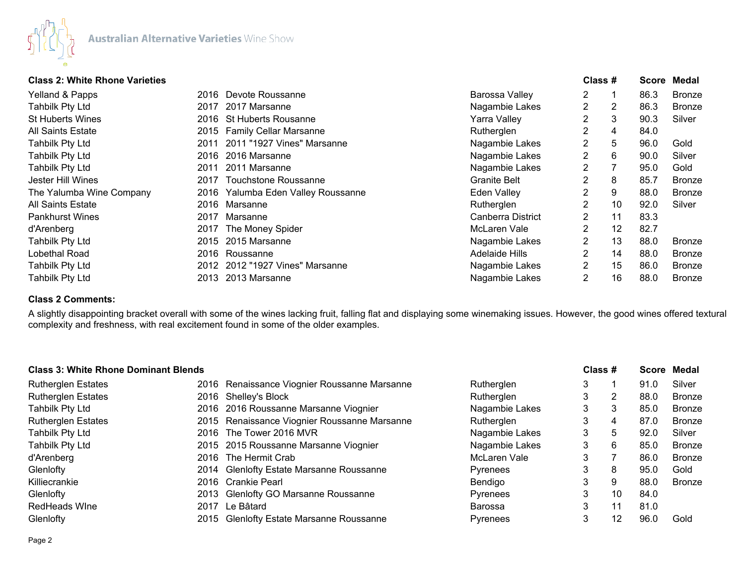### Class 2: White Rhone Varieties

| Exhibitor | Vintage | Wine | Region | Class | # | Score | Medal |
|---|---|---|---|---|---|---|---|
| Yelland & Papps | 2016 | Devote Roussanne | Barossa Valley | 2 | 1 | 86.3 | Bronze |
| Tahbilk Pty Ltd | 2017 | 2017 Marsanne | Nagambie Lakes | 2 | 2 | 86.3 | Bronze |
| St Huberts Wines | 2016 | St Huberts Rousanne | Yarra Valley | 2 | 3 | 90.3 | Silver |
| All Saints Estate | 2015 | Family Cellar Marsanne | Rutherglen | 2 | 4 | 84.0 | |
| Tahbilk Pty Ltd | 2011 | 2011 "1927 Vines" Marsanne | Nagambie Lakes | 2 | 5 | 96.0 | Gold |
| Tahbilk Pty Ltd | 2016 | 2016 Marsanne | Nagambie Lakes | 2 | 6 | 90.0 | Silver |
| Tahbilk Pty Ltd | 2011 | 2011 Marsanne | Nagambie Lakes | 2 | 7 | 95.0 | Gold |
| Jester Hill Wines | 2017 | Touchstone Roussanne | Granite Belt | 2 | 8 | 85.7 | Bronze |
| The Yalumba Wine Company | 2016 | Yalumba Eden Valley Roussanne | Eden Valley | 2 | 9 | 88.0 | Bronze |
| All Saints Estate | 2016 | Marsanne | Rutherglen | 2 | 10 | 92.0 | Silver |
| Pankhurst Wines | 2017 | Marsanne | Canberra District | 2 | 11 | 83.3 | |
| d'Arenberg | 2017 | The Money Spider | McLaren Vale | 2 | 12 | 82.7 | |
| Tahbilk Pty Ltd | 2015 | 2015 Marsanne | Nagambie Lakes | 2 | 13 | 88.0 | Bronze |
| Lobethal Road | 2016 | Roussanne | Adelaide Hills | 2 | 14 | 88.0 | Bronze |
| Tahbilk Pty Ltd | 2012 | 2012 "1927 Vines" Marsanne | Nagambie Lakes | 2 | 15 | 86.0 | Bronze |
| Tahbilk Pty Ltd | 2013 | 2013 Marsanne | Nagambie Lakes | 2 | 16 | 88.0 | Bronze |

**Class 2 Comments:**

A slightly disappointing bracket overall with some of the wines lacking fruit, falling flat and displaying some winemaking issues. However, the good wines offered textural complexity and freshness, with real excitement found in some of the older examples.

### Class 3: White Rhone Dominant Blends

| Exhibitor | Vintage | Wine | Region | Class | # | Score | Medal |
|---|---|---|---|---|---|---|---|
| Rutherglen Estates | 2016 | Renaissance Viognier Roussanne Marsanne | Rutherglen | 3 | 1 | 91.0 | Silver |
| Rutherglen Estates | 2016 | Shelley's Block | Rutherglen | 3 | 2 | 88.0 | Bronze |
| Tahbilk Pty Ltd | 2016 | 2016 Roussanne Marsanne Viognier | Nagambie Lakes | 3 | 3 | 85.0 | Bronze |
| Rutherglen Estates | 2015 | Renaissance Viognier Roussanne Marsanne | Rutherglen | 3 | 4 | 87.0 | Bronze |
| Tahbilk Pty Ltd | 2016 | The Tower 2016 MVR | Nagambie Lakes | 3 | 5 | 92.0 | Silver |
| Tahbilk Pty Ltd | 2015 | 2015 Roussanne Marsanne Viognier | Nagambie Lakes | 3 | 6 | 85.0 | Bronze |
| d'Arenberg | 2016 | The Hermit Crab | McLaren Vale | 3 | 7 | 86.0 | Bronze |
| Glenlofty | 2014 | Glenlofty Estate Marsanne Roussanne | Pyrenees | 3 | 8 | 95.0 | Gold |
| Killiecrankie | 2016 | Crankie Pearl | Bendigo | 3 | 9 | 88.0 | Bronze |
| Glenlofty | 2013 | Glenlofty GO Marsanne Roussanne | Pyrenees | 3 | 10 | 84.0 | |
| RedHeads WIne | 2017 | Le Bâtard | Barossa | 3 | 11 | 81.0 | |
| Glenlofty | 2015 | Glenlofty Estate Marsanne Roussanne | Pyrenees | 3 | 12 | 96.0 | Gold |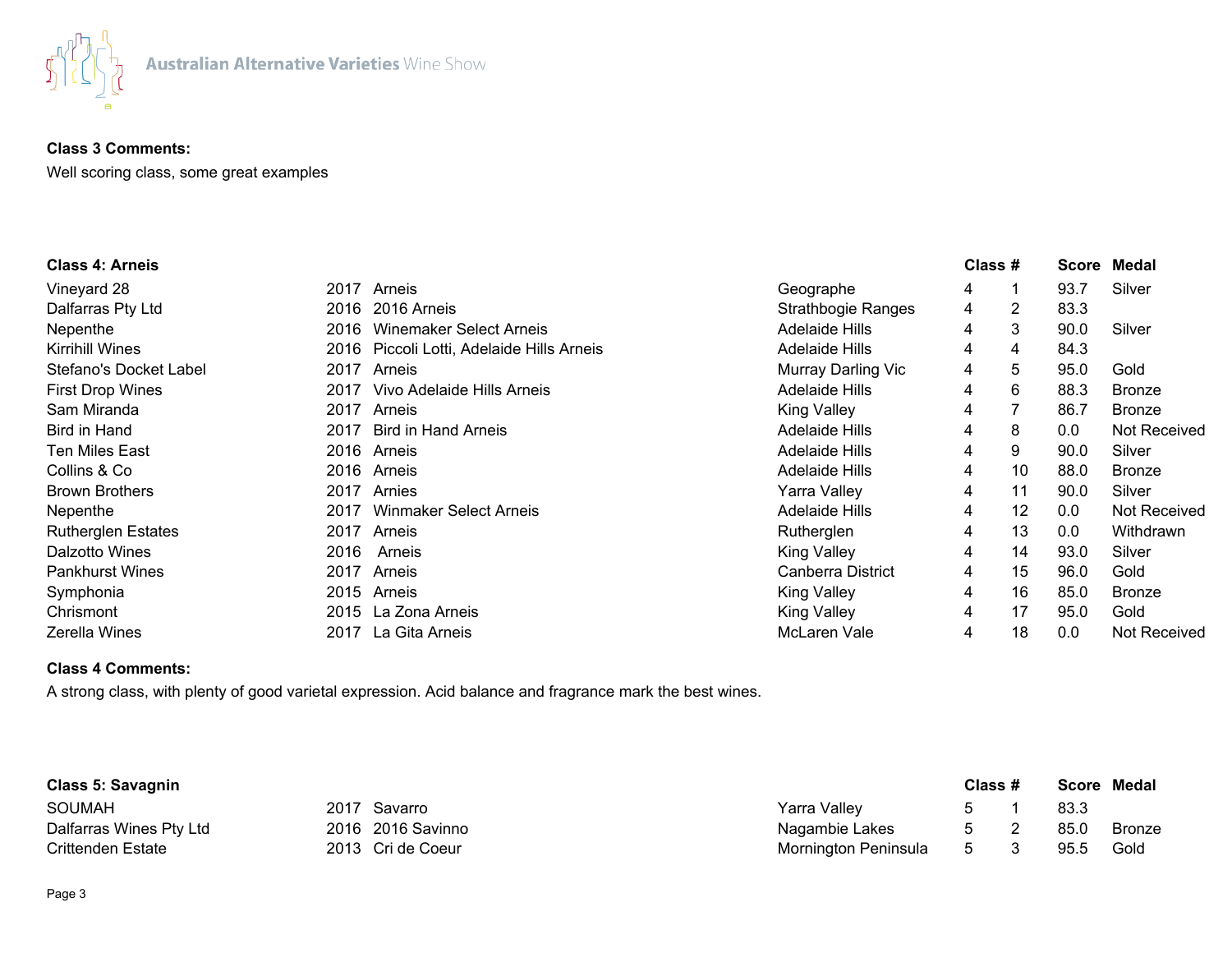**Class 3 Comments:**

Well scoring class, some great examples

**Class 4: Arneis**

| Exhibitor | Vintage | Wine | Region | Class | # | Score | Medal |
|---|---|---|---|---|---|---|---|
| Vineyard 28 | 2017 | Arneis | Geographe | 4 | 1 | 93.7 | Silver |
| Dalfarras Pty Ltd | 2016 | 2016 Arneis | Strathbogie Ranges | 4 | 2 | 83.3 | |
| Nepenthe | 2016 | Winemaker Select Arneis | Adelaide Hills | 4 | 3 | 90.0 | Silver |
| Kirrihill Wines | 2016 | Piccoli Lotti, Adelaide Hills Arneis | Adelaide Hills | 4 | 4 | 84.3 | |
| Stefano's Docket Label | 2017 | Arneis | Murray Darling Vic | 4 | 5 | 95.0 | Gold |
| First Drop Wines | 2017 | Vivo Adelaide Hills Arneis | Adelaide Hills | 4 | 6 | 88.3 | Bronze |
| Sam Miranda | 2017 | Arneis | King Valley | 4 | 7 | 86.7 | Bronze |
| Bird in Hand | 2017 | Bird in Hand Arneis | Adelaide Hills | 4 | 8 | 0.0 | Not Received |
| Ten Miles East | 2016 | Arneis | Adelaide Hills | 4 | 9 | 90.0 | Silver |
| Collins & Co | 2016 | Arneis | Adelaide Hills | 4 | 10 | 88.0 | Bronze |
| Brown Brothers | 2017 | Arnies | Yarra Valley | 4 | 11 | 90.0 | Silver |
| Nepenthe | 2017 | Winmaker Select Arneis | Adelaide Hills | 4 | 12 | 0.0 | Not Received |
| Rutherglen Estates | 2017 | Arneis | Rutherglen | 4 | 13 | 0.0 | Withdrawn |
| Dalzotto Wines | 2016 | Arneis | King Valley | 4 | 14 | 93.0 | Silver |
| Pankhurst Wines | 2017 | Arneis | Canberra District | 4 | 15 | 96.0 | Gold |
| Symphonia | 2015 | Arneis | King Valley | 4 | 16 | 85.0 | Bronze |
| Chrismont | 2015 | La Zona Arneis | King Valley | 4 | 17 | 95.0 | Gold |
| Zerella Wines | 2017 | La Gita Arneis | McLaren Vale | 4 | 18 | 0.0 | Not Received |

**Class 4 Comments:**

A strong class, with plenty of good varietal expression. Acid balance and fragrance mark the best wines.

**Class 5: Savagnin**

| Exhibitor | Vintage | Wine | Region | Class | # | Score | Medal |
|---|---|---|---|---|---|---|---|
| SOUMAH | 2017 | Savarro | Yarra Valley | 5 | 1 | 83.3 | |
| Dalfarras Wines Pty Ltd | 2016 | 2016 Savinno | Nagambie Lakes | 5 | 2 | 85.0 | Bronze |
| Crittenden Estate | 2013 | Cri de Coeur | Mornington Peninsula | 5 | 3 | 95.5 | Gold |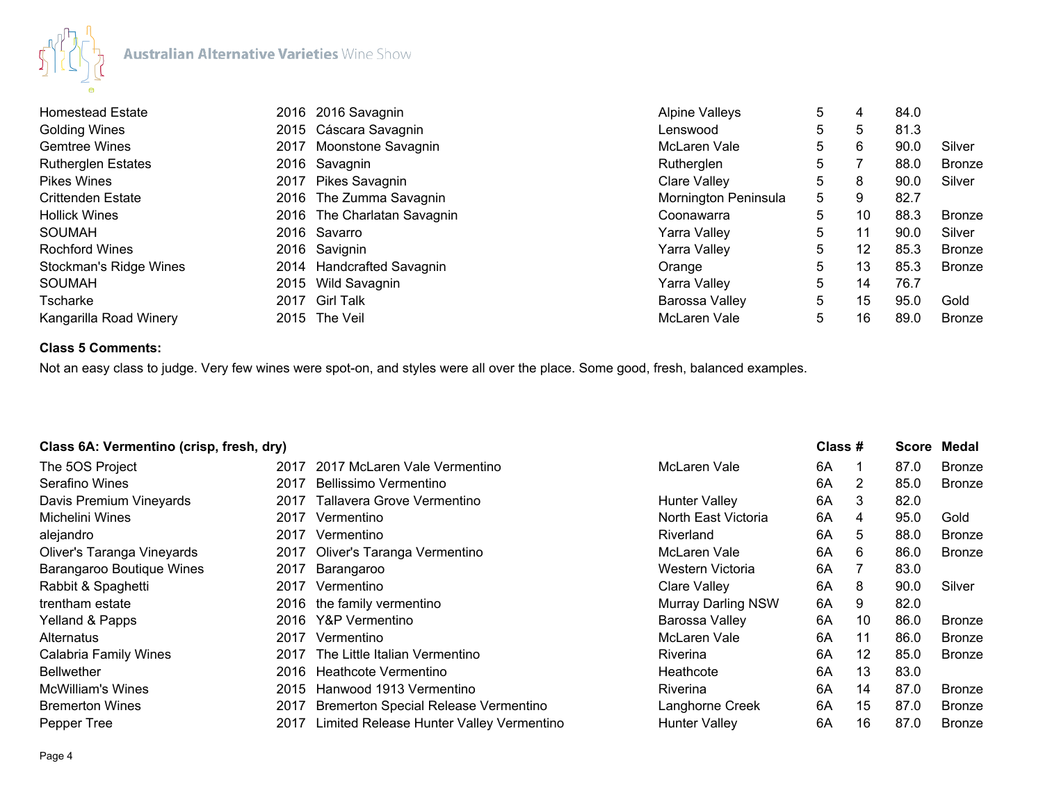| | | | | | | | |
|---|---|---|---|---|---|---|---|
| Homestead Estate | 2016 | 2016 Savagnin | Alpine Valleys | 5 | 4 | 84.0 | |
| Golding Wines | 2015 | Cáscara Savagnin | Lenswood | 5 | 5 | 81.3 | |
| Gemtree Wines | 2017 | Moonstone Savagnin | McLaren Vale | 5 | 6 | 90.0 | Silver |
| Rutherglen Estates | 2016 | Savagnin | Rutherglen | 5 | 7 | 88.0 | Bronze |
| Pikes Wines | 2017 | Pikes Savagnin | Clare Valley | 5 | 8 | 90.0 | Silver |
| Crittenden Estate | 2016 | The Zumma Savagnin | Mornington Peninsula | 5 | 9 | 82.7 | |
| Hollick Wines | 2016 | The Charlatan Savagnin | Coonawarra | 5 | 10 | 88.3 | Bronze |
| SOUMAH | 2016 | Savarro | Yarra Valley | 5 | 11 | 90.0 | Silver |
| Rochford Wines | 2016 | Savignin | Yarra Valley | 5 | 12 | 85.3 | Bronze |
| Stockman's Ridge Wines | 2014 | Handcrafted Savagnin | Orange | 5 | 13 | 85.3 | Bronze |
| SOUMAH | 2015 | Wild Savagnin | Yarra Valley | 5 | 14 | 76.7 | |
| Tscharke | 2017 | Girl Talk | Barossa Valley | 5 | 15 | 95.0 | Gold |
| Kangarilla Road Winery | 2015 | The Veil | McLaren Vale | 5 | 16 | 89.0 | Bronze |

**Class 5 Comments:**

Not an easy class to judge. Very few wines were spot-on, and styles were all over the place. Some good, fresh, balanced examples.

| Class 6A: Vermentino (crisp, fresh, dry) | | | | Class # | | Score | Medal |
|---|---|---|---|---|---|---|---|
| The 5OS Project | 2017 | 2017 McLaren Vale Vermentino | McLaren Vale | 6A | 1 | 87.0 | Bronze |
| Serafino Wines | 2017 | Bellissimo Vermentino | | 6A | 2 | 85.0 | Bronze |
| Davis Premium Vineyards | 2017 | Tallavera Grove Vermentino | Hunter Valley | 6A | 3 | 82.0 | |
| Michelini Wines | 2017 | Vermentino | North East Victoria | 6A | 4 | 95.0 | Gold |
| alejandro | 2017 | Vermentino | Riverland | 6A | 5 | 88.0 | Bronze |
| Oliver's Taranga Vineyards | 2017 | Oliver's Taranga Vermentino | McLaren Vale | 6A | 6 | 86.0 | Bronze |
| Barangaroo Boutique Wines | 2017 | Barangaroo | Western Victoria | 6A | 7 | 83.0 | |
| Rabbit & Spaghetti | 2017 | Vermentino | Clare Valley | 6A | 8 | 90.0 | Silver |
| trentham estate | 2016 | the family vermentino | Murray Darling NSW | 6A | 9 | 82.0 | |
| Yelland & Papps | 2016 | Y&P Vermentino | Barossa Valley | 6A | 10 | 86.0 | Bronze |
| Alternatus | 2017 | Vermentino | McLaren Vale | 6A | 11 | 86.0 | Bronze |
| Calabria Family Wines | 2017 | The Little Italian Vermentino | Riverina | 6A | 12 | 85.0 | Bronze |
| Bellwether | 2016 | Heathcote Vermentino | Heathcote | 6A | 13 | 83.0 | |
| McWilliam's Wines | 2015 | Hanwood 1913 Vermentino | Riverina | 6A | 14 | 87.0 | Bronze |
| Bremerton Wines | 2017 | Bremerton Special Release Vermentino | Langhorne Creek | 6A | 15 | 87.0 | Bronze |
| Pepper Tree | 2017 | Limited Release Hunter Valley Vermentino | Hunter Valley | 6A | 16 | 87.0 | Bronze |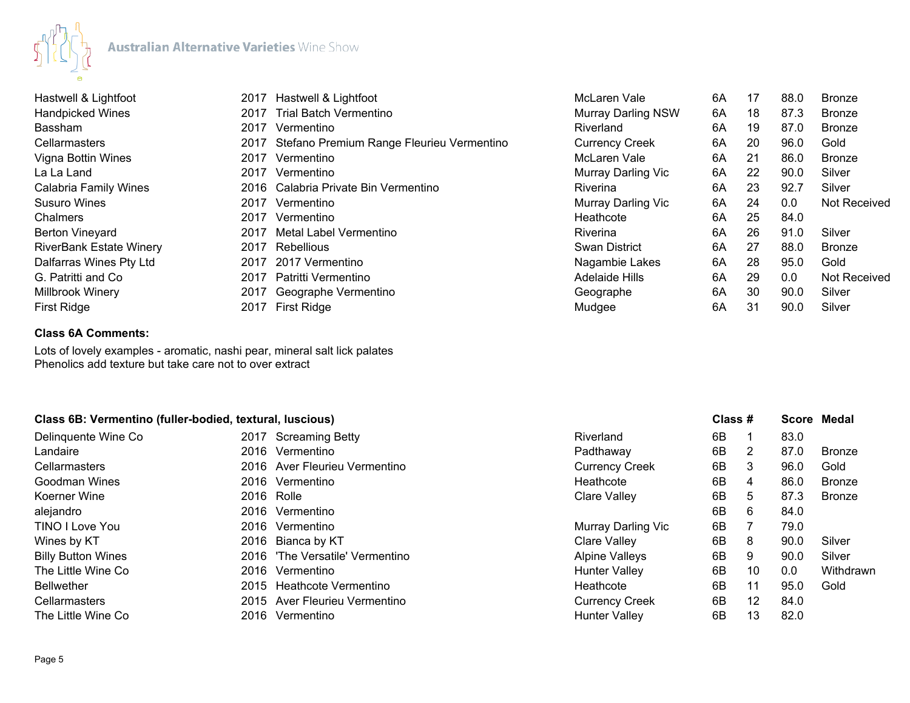| Exhibitor | Vintage | Wine | Region | Class | # | Score | Medal |
|---|---|---|---|---|---|---|---|
| Hastwell & Lightfoot | 2017 | Hastwell & Lightfoot | McLaren Vale | 6A | 17 | 88.0 | Bronze |
| Handpicked Wines | 2017 | Trial Batch Vermentino | Murray Darling NSW | 6A | 18 | 87.3 | Bronze |
| Bassham | 2017 | Vermentino | Riverland | 6A | 19 | 87.0 | Bronze |
| Cellarmasters | 2017 | Stefano Premium Range Fleurieu Vermentino | Currency Creek | 6A | 20 | 96.0 | Gold |
| Vigna Bottin Wines | 2017 | Vermentino | McLaren Vale | 6A | 21 | 86.0 | Bronze |
| La La Land | 2017 | Vermentino | Murray Darling Vic | 6A | 22 | 90.0 | Silver |
| Calabria Family Wines | 2016 | Calabria Private Bin Vermentino | Riverina | 6A | 23 | 92.7 | Silver |
| Susuro Wines | 2017 | Vermentino | Murray Darling Vic | 6A | 24 | 0.0 | Not Received |
| Chalmers | 2017 | Vermentino | Heathcote | 6A | 25 | 84.0 | |
| Berton Vineyard | 2017 | Metal Label Vermentino | Riverina | 6A | 26 | 91.0 | Silver |
| RiverBank Estate Winery | 2017 | Rebellious | Swan District | 6A | 27 | 88.0 | Bronze |
| Dalfarras Wines Pty Ltd | 2017 | 2017 Vermentino | Nagambie Lakes | 6A | 28 | 95.0 | Gold |
| G. Patritti and Co | 2017 | Patritti Vermentino | Adelaide Hills | 6A | 29 | 0.0 | Not Received |
| Millbrook Winery | 2017 | Geographe Vermentino | Geographe | 6A | 30 | 90.0 | Silver |
| First Ridge | 2017 | First Ridge | Mudgee | 6A | 31 | 90.0 | Silver |

**Class 6A Comments:**

Lots of lovely examples - aromatic, nashi pear, mineral salt lick palates
Phenolics add texture but take care not to over extract

| Class 6B: Vermentino (fuller-bodied, textural, luscious) | | | | Class | # | Score | Medal |
|---|---|---|---|---|---|---|---|
| Delinquente Wine Co | 2017 | Screaming Betty | Riverland | 6B | 1 | 83.0 | |
| Landaire | 2016 | Vermentino | Padthaway | 6B | 2 | 87.0 | Bronze |
| Cellarmasters | 2016 | Aver Fleurieu Vermentino | Currency Creek | 6B | 3 | 96.0 | Gold |
| Goodman Wines | 2016 | Vermentino | Heathcote | 6B | 4 | 86.0 | Bronze |
| Koerner Wine | 2016 | Rolle | Clare Valley | 6B | 5 | 87.3 | Bronze |
| alejandro | 2016 | Vermentino | | 6B | 6 | 84.0 | |
| TINO I Love You | 2016 | Vermentino | Murray Darling Vic | 6B | 7 | 79.0 | |
| Wines by KT | 2016 | Bianca by KT | Clare Valley | 6B | 8 | 90.0 | Silver |
| Billy Button Wines | 2016 | 'The Versatile' Vermentino | Alpine Valleys | 6B | 9 | 90.0 | Silver |
| The Little Wine Co | 2016 | Vermentino | Hunter Valley | 6B | 10 | 0.0 | Withdrawn |
| Bellwether | 2015 | Heathcote Vermentino | Heathcote | 6B | 11 | 95.0 | Gold |
| Cellarmasters | 2015 | Aver Fleurieu Vermentino | Currency Creek | 6B | 12 | 84.0 | |
| The Little Wine Co | 2016 | Vermentino | Hunter Valley | 6B | 13 | 82.0 | |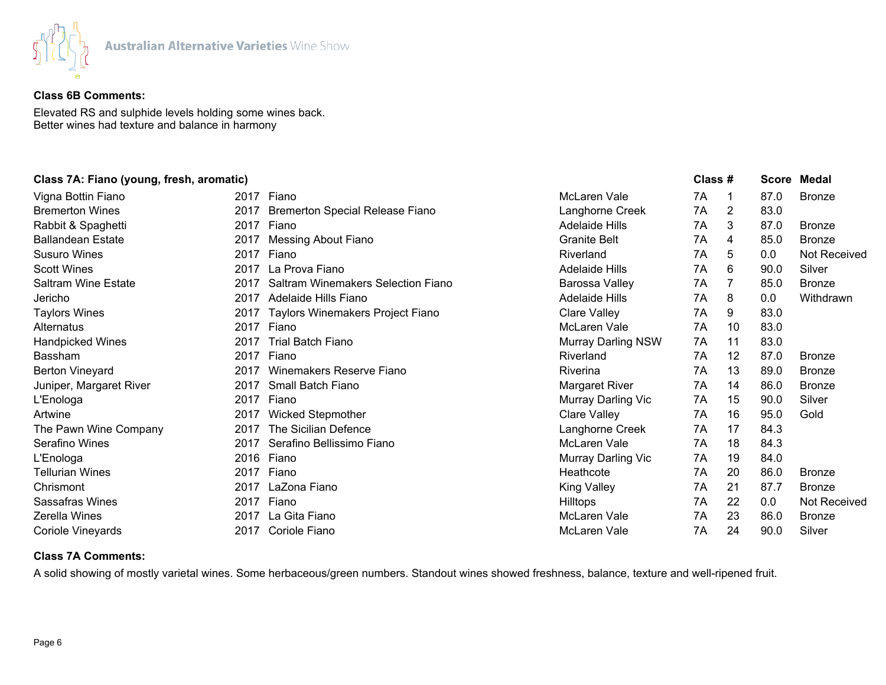**Class 6B Comments:**

Elevated RS and sulphide levels holding some wines back.
Better wines had texture and balance in harmony

**Class 7A: Fiano (young, fresh, aromatic)**

| Exhibitor | Vintage | Wine | Region | Class | # | Score | Medal |
|---|---|---|---|---|---|---|---|
| Vigna Bottin Fiano | 2017 | Fiano | McLaren Vale | 7A | 1 | 87.0 | Bronze |
| Bremerton Wines | 2017 | Bremerton Special Release Fiano | Langhorne Creek | 7A | 2 | 83.0 | |
| Rabbit & Spaghetti | 2017 | Fiano | Adelaide Hills | 7A | 3 | 87.0 | Bronze |
| Ballandean Estate | 2017 | Messing About Fiano | Granite Belt | 7A | 4 | 85.0 | Bronze |
| Susuro Wines | 2017 | Fiano | Riverland | 7A | 5 | 0.0 | Not Received |
| Scott Wines | 2017 | La Prova Fiano | Adelaide Hills | 7A | 6 | 90.0 | Silver |
| Saltram Wine Estate | 2017 | Saltram Winemakers Selection Fiano | Barossa Valley | 7A | 7 | 85.0 | Bronze |
| Jericho | 2017 | Adelaide Hills Fiano | Adelaide Hills | 7A | 8 | 0.0 | Withdrawn |
| Taylors Wines | 2017 | Taylors Winemakers Project Fiano | Clare Valley | 7A | 9 | 83.0 | |
| Alternatus | 2017 | Fiano | McLaren Vale | 7A | 10 | 83.0 | |
| Handpicked Wines | 2017 | Trial Batch Fiano | Murray Darling NSW | 7A | 11 | 83.0 | |
| Bassham | 2017 | Fiano | Riverland | 7A | 12 | 87.0 | Bronze |
| Berton Vineyard | 2017 | Winemakers Reserve Fiano | Riverina | 7A | 13 | 89.0 | Bronze |
| Juniper, Margaret River | 2017 | Small Batch Fiano | Margaret River | 7A | 14 | 86.0 | Bronze |
| L'Enologa | 2017 | Fiano | Murray Darling Vic | 7A | 15 | 90.0 | Silver |
| Artwine | 2017 | Wicked Stepmother | Clare Valley | 7A | 16 | 95.0 | Gold |
| The Pawn Wine Company | 2017 | The Sicilian Defence | Langhorne Creek | 7A | 17 | 84.3 | |
| Serafino Wines | 2017 | Serafino Bellissimo Fiano | McLaren Vale | 7A | 18 | 84.3 | |
| L'Enologa | 2016 | Fiano | Murray Darling Vic | 7A | 19 | 84.0 | |
| Tellurian Wines | 2017 | Fiano | Heathcote | 7A | 20 | 86.0 | Bronze |
| Chrismont | 2017 | LaZona Fiano | King Valley | 7A | 21 | 87.7 | Bronze |
| Sassafras Wines | 2017 | Fiano | Hilltops | 7A | 22 | 0.0 | Not Received |
| Zerella Wines | 2017 | La Gita Fiano | McLaren Vale | 7A | 23 | 86.0 | Bronze |
| Coriole Vineyards | 2017 | Coriole Fiano | McLaren Vale | 7A | 24 | 90.0 | Silver |

**Class 7A Comments:**

A solid showing of mostly varietal wines. Some herbaceous/green numbers. Standout wines showed freshness, balance, texture and well-ripened fruit.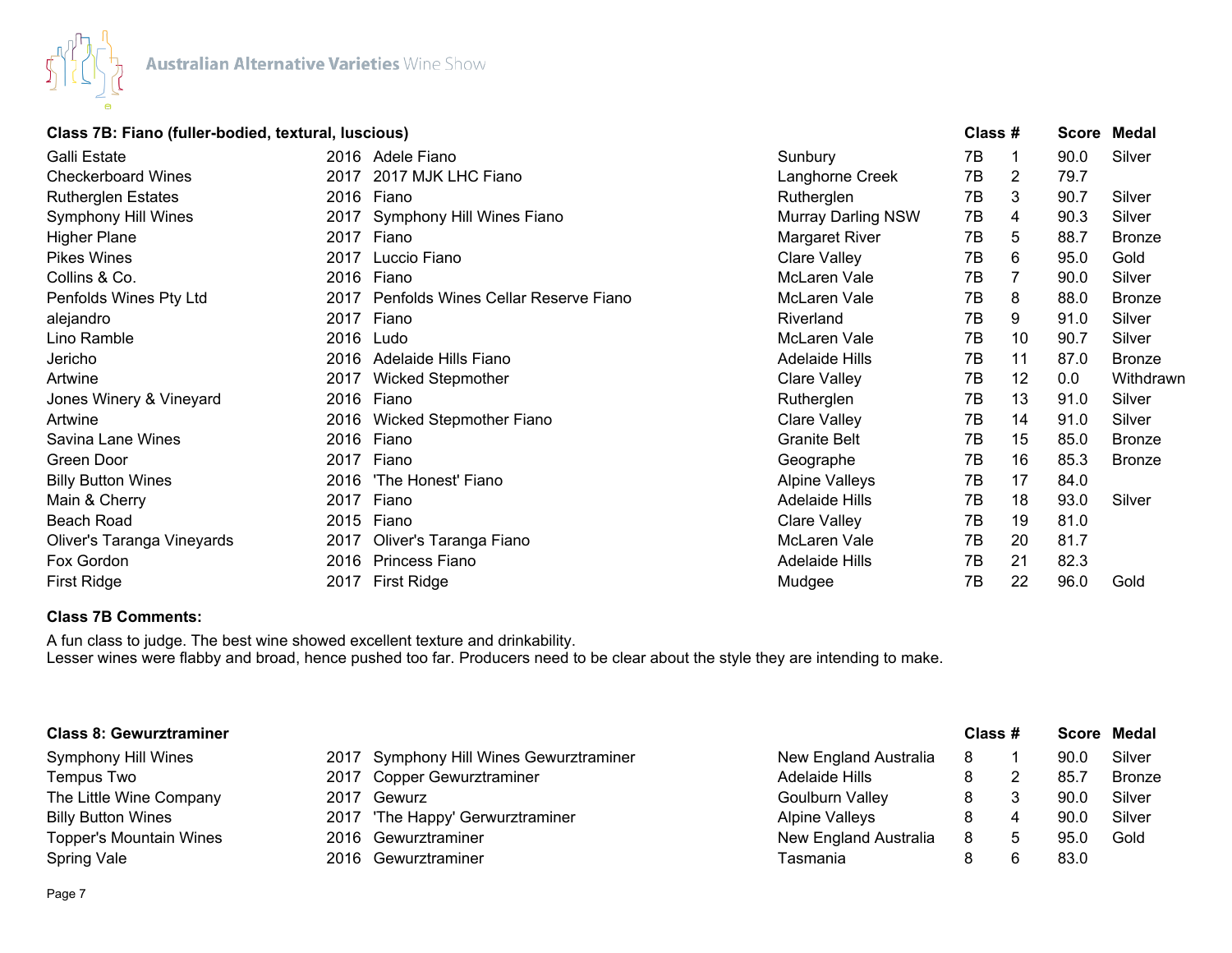### Class 7B: Fiano (fuller-bodied, textural, luscious)

| Exhibitor | Vintage | Wine | Region | Class | # | Score | Medal |
|---|---|---|---|---|---|---|---|
| Galli Estate | 2016 | Adele Fiano | Sunbury | 7B | 1 | 90.0 | Silver |
| Checkerboard Wines | 2017 | 2017 MJK LHC Fiano | Langhorne Creek | 7B | 2 | 79.7 | |
| Rutherglen Estates | 2016 | Fiano | Rutherglen | 7B | 3 | 90.7 | Silver |
| Symphony Hill Wines | 2017 | Symphony Hill Wines Fiano | Murray Darling NSW | 7B | 4 | 90.3 | Silver |
| Higher Plane | 2017 | Fiano | Margaret River | 7B | 5 | 88.7 | Bronze |
| Pikes Wines | 2017 | Luccio Fiano | Clare Valley | 7B | 6 | 95.0 | Gold |
| Collins & Co. | 2016 | Fiano | McLaren Vale | 7B | 7 | 90.0 | Silver |
| Penfolds Wines Pty Ltd | 2017 | Penfolds Wines Cellar Reserve Fiano | McLaren Vale | 7B | 8 | 88.0 | Bronze |
| alejandro | 2017 | Fiano | Riverland | 7B | 9 | 91.0 | Silver |
| Lino Ramble | 2016 | Ludo | McLaren Vale | 7B | 10 | 90.7 | Silver |
| Jericho | 2016 | Adelaide Hills Fiano | Adelaide Hills | 7B | 11 | 87.0 | Bronze |
| Artwine | 2017 | Wicked Stepmother | Clare Valley | 7B | 12 | 0.0 | Withdrawn |
| Jones Winery & Vineyard | 2016 | Fiano | Rutherglen | 7B | 13 | 91.0 | Silver |
| Artwine | 2016 | Wicked Stepmother Fiano | Clare Valley | 7B | 14 | 91.0 | Silver |
| Savina Lane Wines | 2016 | Fiano | Granite Belt | 7B | 15 | 85.0 | Bronze |
| Green Door | 2017 | Fiano | Geographe | 7B | 16 | 85.3 | Bronze |
| Billy Button Wines | 2016 | 'The Honest' Fiano | Alpine Valleys | 7B | 17 | 84.0 | |
| Main & Cherry | 2017 | Fiano | Adelaide Hills | 7B | 18 | 93.0 | Silver |
| Beach Road | 2015 | Fiano | Clare Valley | 7B | 19 | 81.0 | |
| Oliver's Taranga Vineyards | 2017 | Oliver's Taranga Fiano | McLaren Vale | 7B | 20 | 81.7 | |
| Fox Gordon | 2016 | Princess Fiano | Adelaide Hills | 7B | 21 | 82.3 | |
| First Ridge | 2017 | First Ridge | Mudgee | 7B | 22 | 96.0 | Gold |

**Class 7B Comments:**

A fun class to judge. The best wine showed excellent texture and drinkability.
Lesser wines were flabby and broad, hence pushed too far. Producers need to be clear about the style they are intending to make.

### Class 8: Gewurztraminer

| Exhibitor | Vintage | Wine | Region | Class | # | Score | Medal |
|---|---|---|---|---|---|---|---|
| Symphony Hill Wines | 2017 | Symphony Hill Wines Gewurztraminer | New England Australia | 8 | 1 | 90.0 | Silver |
| Tempus Two | 2017 | Copper Gewurztraminer | Adelaide Hills | 8 | 2 | 85.7 | Bronze |
| The Little Wine Company | 2017 | Gewurz | Goulburn Valley | 8 | 3 | 90.0 | Silver |
| Billy Button Wines | 2017 | 'The Happy' Gerwurztraminer | Alpine Valleys | 8 | 4 | 90.0 | Silver |
| Topper's Mountain Wines | 2016 | Gewurztraminer | New England Australia | 8 | 5 | 95.0 | Gold |
| Spring Vale | 2016 | Gewurztraminer | Tasmania | 8 | 6 | 83.0 | |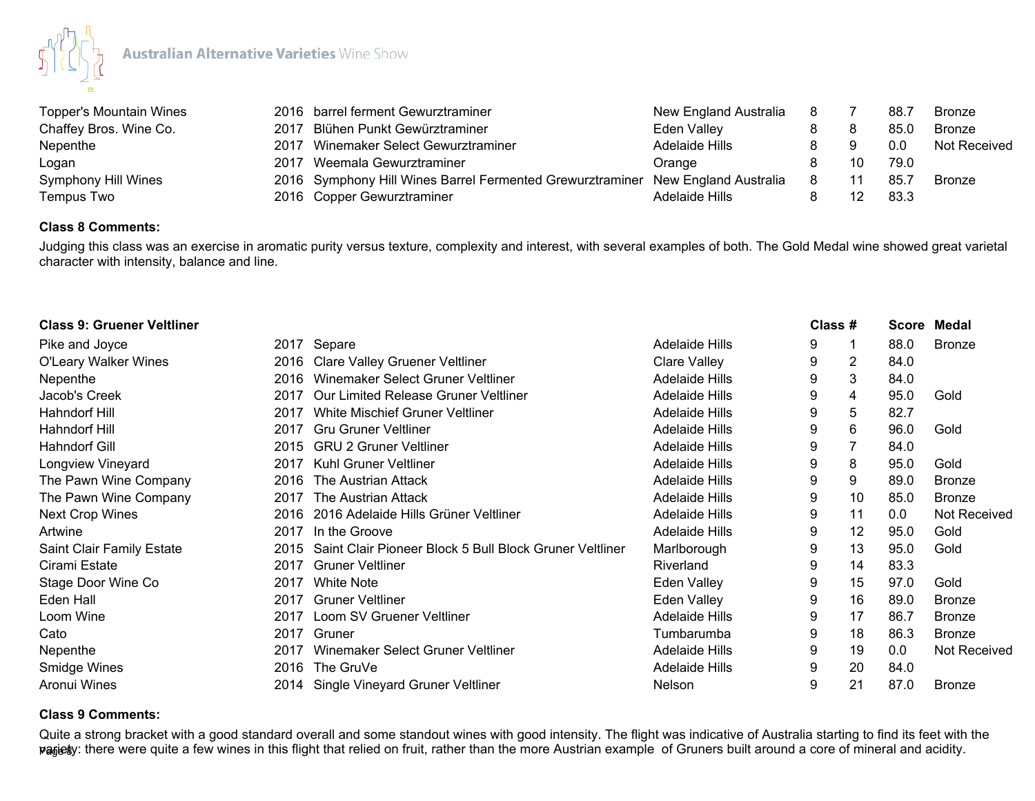| | | | | | | | |
|---|---|---|---|---|---|---|---|
| Topper's Mountain Wines | 2016 | barrel ferment Gewurztraminer | New England Australia | 8 | 7 | 88.7 | Bronze |
| Chaffey Bros. Wine Co. | 2017 | Blühen Punkt Gewürztraminer | Eden Valley | 8 | 8 | 85.0 | Bronze |
| Nepenthe | 2017 | Winemaker Select Gewurztraminer | Adelaide Hills | 8 | 9 | 0.0 | Not Received |
| Logan | 2017 | Weemala Gewurztraminer | Orange | 8 | 10 | 79.0 | |
| Symphony Hill Wines | 2016 | Symphony Hill Wines Barrel Fermented Grewurztraminer | New England Australia | 8 | 11 | 85.7 | Bronze |
| Tempus Two | 2016 | Copper Gewurztraminer | Adelaide Hills | 8 | 12 | 83.3 | |

**Class 8 Comments:**

Judging this class was an exercise in aromatic purity versus texture, complexity and interest, with several examples of both. The Gold Medal wine showed great varietal character with intensity, balance and line.

| **Class 9: Gruener Veltliner** | | | | **Class #** | | **Score** | **Medal** |
|---|---|---|---|---|---|---|---|
| Pike and Joyce | 2017 | Separe | Adelaide Hills | 9 | 1 | 88.0 | Bronze |
| O'Leary Walker Wines | 2016 | Clare Valley Gruener Veltliner | Clare Valley | 9 | 2 | 84.0 | |
| Nepenthe | 2016 | Winemaker Select Gruner Veltliner | Adelaide Hills | 9 | 3 | 84.0 | |
| Jacob's Creek | 2017 | Our Limited Release Gruner Veltliner | Adelaide Hills | 9 | 4 | 95.0 | Gold |
| Hahndorf Hill | 2017 | White Mischief Gruner Veltliner | Adelaide Hills | 9 | 5 | 82.7 | |
| Hahndorf Hill | 2017 | Gru Gruner Veltliner | Adelaide Hills | 9 | 6 | 96.0 | Gold |
| Hahndorf Gill | 2015 | GRU 2 Gruner Veltliner | Adelaide Hills | 9 | 7 | 84.0 | |
| Longview Vineyard | 2017 | Kuhl Gruner Veltliner | Adelaide Hills | 9 | 8 | 95.0 | Gold |
| The Pawn Wine Company | 2016 | The Austrian Attack | Adelaide Hills | 9 | 9 | 89.0 | Bronze |
| The Pawn Wine Company | 2017 | The Austrian Attack | Adelaide Hills | 9 | 10 | 85.0 | Bronze |
| Next Crop Wines | 2016 | 2016 Adelaide Hills Grüner Veltliner | Adelaide Hills | 9 | 11 | 0.0 | Not Received |
| Artwine | 2017 | In the Groove | Adelaide Hills | 9 | 12 | 95.0 | Gold |
| Saint Clair Family Estate | 2015 | Saint Clair Pioneer Block 5 Bull Block Gruner Veltliner | Marlborough | 9 | 13 | 95.0 | Gold |
| Cirami Estate | 2017 | Gruner Veltliner | Riverland | 9 | 14 | 83.3 | |
| Stage Door Wine Co | 2017 | White Note | Eden Valley | 9 | 15 | 97.0 | Gold |
| Eden Hall | 2017 | Gruner Veltliner | Eden Valley | 9 | 16 | 89.0 | Bronze |
| Loom Wine | 2017 | Loom SV Gruener Veltliner | Adelaide Hills | 9 | 17 | 86.7 | Bronze |
| Cato | 2017 | Gruner | Tumbarumba | 9 | 18 | 86.3 | Bronze |
| Nepenthe | 2017 | Winemaker Select Gruner Veltliner | Adelaide Hills | 9 | 19 | 0.0 | Not Received |
| Smidge Wines | 2016 | The GruVe | Adelaide Hills | 9 | 20 | 84.0 | |
| Aronui Wines | 2014 | Single Vineyard Gruner Veltliner | Nelson | 9 | 21 | 87.0 | Bronze |

**Class 9 Comments:**

Quite a strong bracket with a good standard overall and some standout wines with good intensity. The flight was indicative of Australia starting to find its feet with the variety: there were quite a few wines in this flight that relied on fruit, rather than the more Austrian example of Gruners built around a core of mineral and acidity.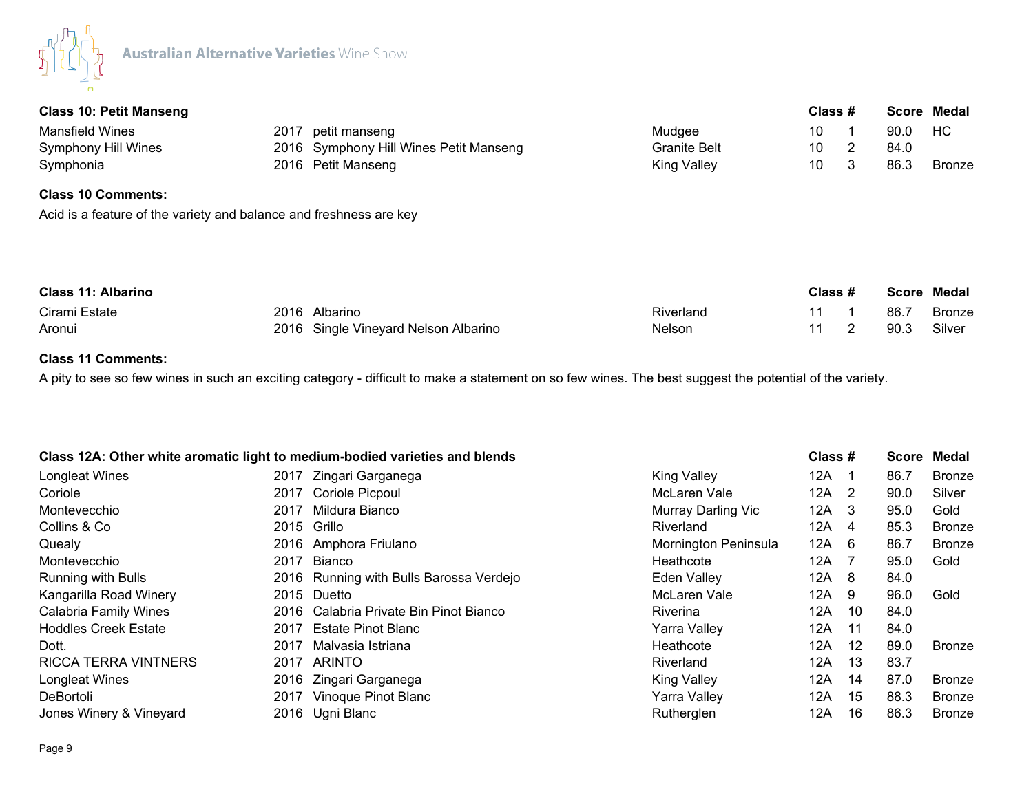## Class 10: Petit Manseng

| Exhibitor | Vintage | Wine | Region | Class | # | Score | Medal |
|---|---|---|---|---|---|---|---|
| Mansfield Wines | 2017 | petit manseng | Mudgee | 10 | 1 | 90.0 | HC |
| Symphony Hill Wines | 2016 | Symphony Hill Wines Petit Manseng | Granite Belt | 10 | 2 | 84.0 | |
| Symphonia | 2016 | Petit Manseng | King Valley | 10 | 3 | 86.3 | Bronze |

### Class 10 Comments:

Acid is a feature of the variety and balance and freshness are key

## Class 11: Albarino

| Exhibitor | Vintage | Wine | Region | Class | # | Score | Medal |
|---|---|---|---|---|---|---|---|
| Cirami Estate | 2016 | Albarino | Riverland | 11 | 1 | 86.7 | Bronze |
| Aronui | 2016 | Single Vineyard Nelson Albarino | Nelson | 11 | 2 | 90.3 | Silver |

### Class 11 Comments:

A pity to see so few wines in such an exciting category - difficult to make a statement on so few wines. The best suggest the potential of the variety.

## Class 12A: Other white aromatic light to medium-bodied varieties and blends

| Exhibitor | Vintage | Wine | Region | Class | # | Score | Medal |
|---|---|---|---|---|---|---|---|
| Longleat Wines | 2017 | Zingari Garganega | King Valley | 12A | 1 | 86.7 | Bronze |
| Coriole | 2017 | Coriole Picpoul | McLaren Vale | 12A | 2 | 90.0 | Silver |
| Montevecchio | 2017 | Mildura Bianco | Murray Darling Vic | 12A | 3 | 95.0 | Gold |
| Collins & Co | 2015 | Grillo | Riverland | 12A | 4 | 85.3 | Bronze |
| Quealy | 2016 | Amphora Friulano | Mornington Peninsula | 12A | 6 | 86.7 | Bronze |
| Montevecchio | 2017 | Bianco | Heathcote | 12A | 7 | 95.0 | Gold |
| Running with Bulls | 2016 | Running with Bulls Barossa Verdejo | Eden Valley | 12A | 8 | 84.0 | |
| Kangarilla Road Winery | 2015 | Duetto | McLaren Vale | 12A | 9 | 96.0 | Gold |
| Calabria Family Wines | 2016 | Calabria Private Bin Pinot Bianco | Riverina | 12A | 10 | 84.0 | |
| Hoddles Creek Estate | 2017 | Estate Pinot Blanc | Yarra Valley | 12A | 11 | 84.0 | |
| Dott. | 2017 | Malvasia Istriana | Heathcote | 12A | 12 | 89.0 | Bronze |
| RICCA TERRA VINTNERS | 2017 | ARINTO | Riverland | 12A | 13 | 83.7 | |
| Longleat Wines | 2016 | Zingari Garganega | King Valley | 12A | 14 | 87.0 | Bronze |
| DeBortoli | 2017 | Vinoque Pinot Blanc | Yarra Valley | 12A | 15 | 88.3 | Bronze |
| Jones Winery & Vineyard | 2016 | Ugni Blanc | Rutherglen | 12A | 16 | 86.3 | Bronze |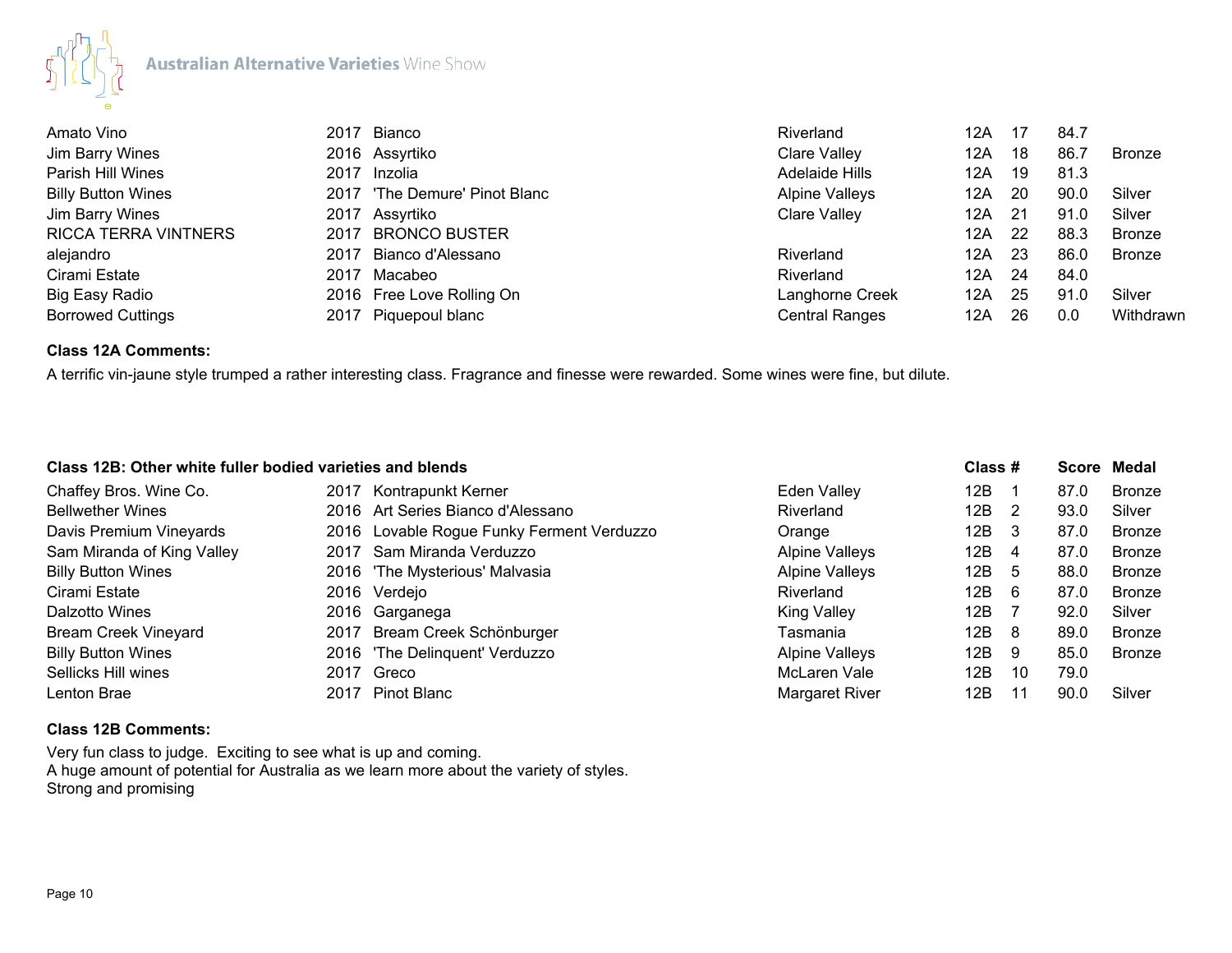| | | | | | | | |
|---|---|---|---|---|---|---|---|
| Amato Vino | 2017 | Bianco | Riverland | 12A | 17 | 84.7 | |
| Jim Barry Wines | 2016 | Assyrtiko | Clare Valley | 12A | 18 | 86.7 | Bronze |
| Parish Hill Wines | 2017 | Inzolia | Adelaide Hills | 12A | 19 | 81.3 | |
| Billy Button Wines | 2017 | 'The Demure' Pinot Blanc | Alpine Valleys | 12A | 20 | 90.0 | Silver |
| Jim Barry Wines | 2017 | Assyrtiko | Clare Valley | 12A | 21 | 91.0 | Silver |
| RICCA TERRA VINTNERS | 2017 | BRONCO BUSTER | | 12A | 22 | 88.3 | Bronze |
| alejandro | 2017 | Bianco d'Alessano | Riverland | 12A | 23 | 86.0 | Bronze |
| Cirami Estate | 2017 | Macabeo | Riverland | 12A | 24 | 84.0 | |
| Big Easy Radio | 2016 | Free Love Rolling On | Langhorne Creek | 12A | 25 | 91.0 | Silver |
| Borrowed Cuttings | 2017 | Piquepoul blanc | Central Ranges | 12A | 26 | 0.0 | Withdrawn |

**Class 12A Comments:**

A terrific vin-jaune style trumped a rather interesting class. Fragrance and finesse were rewarded. Some wines were fine, but dilute.

**Class 12B: Other white fuller bodied varieties and blends**

| | | | | Class # | | Score | Medal |
|---|---|---|---|---|---|---|---|
| Chaffey Bros. Wine Co. | 2017 | Kontrapunkt Kerner | Eden Valley | 12B | 1 | 87.0 | Bronze |
| Bellwether Wines | 2016 | Art Series Bianco d'Alessano | Riverland | 12B | 2 | 93.0 | Silver |
| Davis Premium Vineyards | 2016 | Lovable Rogue Funky Ferment Verduzzo | Orange | 12B | 3 | 87.0 | Bronze |
| Sam Miranda of King Valley | 2017 | Sam Miranda Verduzzo | Alpine Valleys | 12B | 4 | 87.0 | Bronze |
| Billy Button Wines | 2016 | 'The Mysterious' Malvasia | Alpine Valleys | 12B | 5 | 88.0 | Bronze |
| Cirami Estate | 2016 | Verdejo | Riverland | 12B | 6 | 87.0 | Bronze |
| Dalzotto Wines | 2016 | Garganega | King Valley | 12B | 7 | 92.0 | Silver |
| Bream Creek Vineyard | 2017 | Bream Creek Schönburger | Tasmania | 12B | 8 | 89.0 | Bronze |
| Billy Button Wines | 2016 | 'The Delinquent' Verduzzo | Alpine Valleys | 12B | 9 | 85.0 | Bronze |
| Sellicks Hill wines | 2017 | Greco | McLaren Vale | 12B | 10 | 79.0 | |
| Lenton Brae | 2017 | Pinot Blanc | Margaret River | 12B | 11 | 90.0 | Silver |

**Class 12B Comments:**

Very fun class to judge. Exciting to see what is up and coming.
A huge amount of potential for Australia as we learn more about the variety of styles.
Strong and promising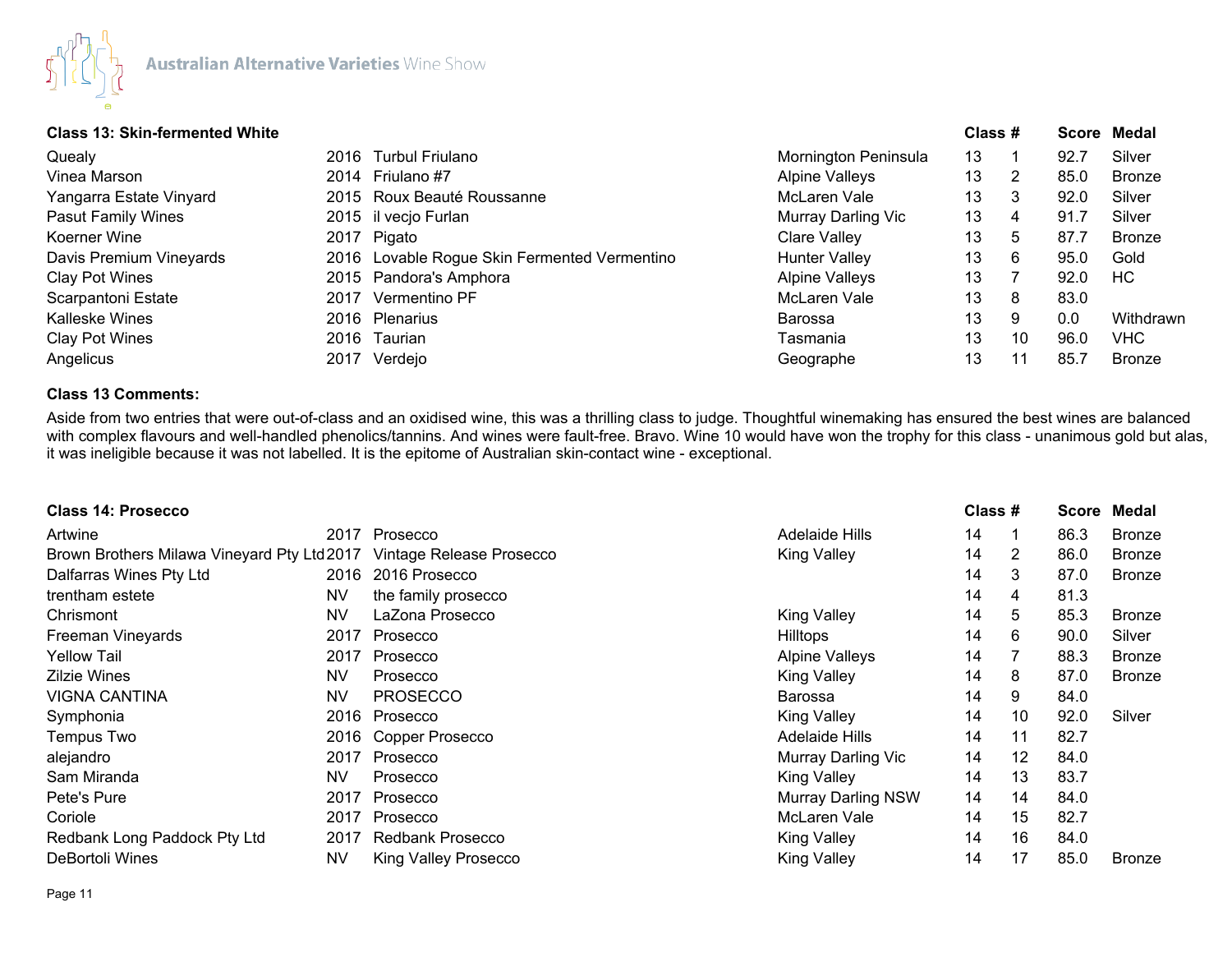### Class 13: Skin-fermented White

| Exhibitor | Vintage | Wine | Region | Class | # | Score | Medal |
|---|---|---|---|---|---|---|---|
| Quealy | 2016 | Turbul Friulano | Mornington Peninsula | 13 | 1 | 92.7 | Silver |
| Vinea Marson | 2014 | Friulano #7 | Alpine Valleys | 13 | 2 | 85.0 | Bronze |
| Yangarra Estate Vinyard | 2015 | Roux Beauté Roussanne | McLaren Vale | 13 | 3 | 92.0 | Silver |
| Pasut Family Wines | 2015 | il vecjo Furlan | Murray Darling Vic | 13 | 4 | 91.7 | Silver |
| Koerner Wine | 2017 | Pigato | Clare Valley | 13 | 5 | 87.7 | Bronze |
| Davis Premium Vineyards | 2016 | Lovable Rogue Skin Fermented Vermentino | Hunter Valley | 13 | 6 | 95.0 | Gold |
| Clay Pot Wines | 2015 | Pandora's Amphora | Alpine Valleys | 13 | 7 | 92.0 | HC |
| Scarpantoni Estate | 2017 | Vermentino PF | McLaren Vale | 13 | 8 | 83.0 | |
| Kalleske Wines | 2016 | Plenarius | Barossa | 13 | 9 | 0.0 | Withdrawn |
| Clay Pot Wines | 2016 | Taurian | Tasmania | 13 | 10 | 96.0 | VHC |
| Angelicus | 2017 | Verdejo | Geographe | 13 | 11 | 85.7 | Bronze |

**Class 13 Comments:**

Aside from two entries that were out-of-class and an oxidised wine, this was a thrilling class to judge. Thoughtful winemaking has ensured the best wines are balanced with complex flavours and well-handled phenolics/tannins. And wines were fault-free. Bravo. Wine 10 would have won the trophy for this class - unanimous gold but alas, it was ineligible because it was not labelled. It is the epitome of Australian skin-contact wine - exceptional.

### Class 14: Prosecco

| Exhibitor | Vintage | Wine | Region | Class | # | Score | Medal |
|---|---|---|---|---|---|---|---|
| Artwine | 2017 | Prosecco | Adelaide Hills | 14 | 1 | 86.3 | Bronze |
| Brown Brothers Milawa Vineyard Pty Ltd | 2017 | Vintage Release Prosecco | King Valley | 14 | 2 | 86.0 | Bronze |
| Dalfarras Wines Pty Ltd | 2016 | 2016 Prosecco | | 14 | 3 | 87.0 | Bronze |
| trentham estete | NV | the family prosecco | | 14 | 4 | 81.3 | |
| Chrismont | NV | LaZona Prosecco | King Valley | 14 | 5 | 85.3 | Bronze |
| Freeman Vineyards | 2017 | Prosecco | Hilltops | 14 | 6 | 90.0 | Silver |
| Yellow Tail | 2017 | Prosecco | Alpine Valleys | 14 | 7 | 88.3 | Bronze |
| Zilzie Wines | NV | Prosecco | King Valley | 14 | 8 | 87.0 | Bronze |
| VIGNA CANTINA | NV | PROSECCO | Barossa | 14 | 9 | 84.0 | |
| Symphonia | 2016 | Prosecco | King Valley | 14 | 10 | 92.0 | Silver |
| Tempus Two | 2016 | Copper Prosecco | Adelaide Hills | 14 | 11 | 82.7 | |
| alejandro | 2017 | Prosecco | Murray Darling Vic | 14 | 12 | 84.0 | |
| Sam Miranda | NV | Prosecco | King Valley | 14 | 13 | 83.7 | |
| Pete's Pure | 2017 | Prosecco | Murray Darling NSW | 14 | 14 | 84.0 | |
| Coriole | 2017 | Prosecco | McLaren Vale | 14 | 15 | 82.7 | |
| Redbank Long Paddock Pty Ltd | 2017 | Redbank Prosecco | King Valley | 14 | 16 | 84.0 | |
| DeBortoli Wines | NV | King Valley Prosecco | King Valley | 14 | 17 | 85.0 | Bronze |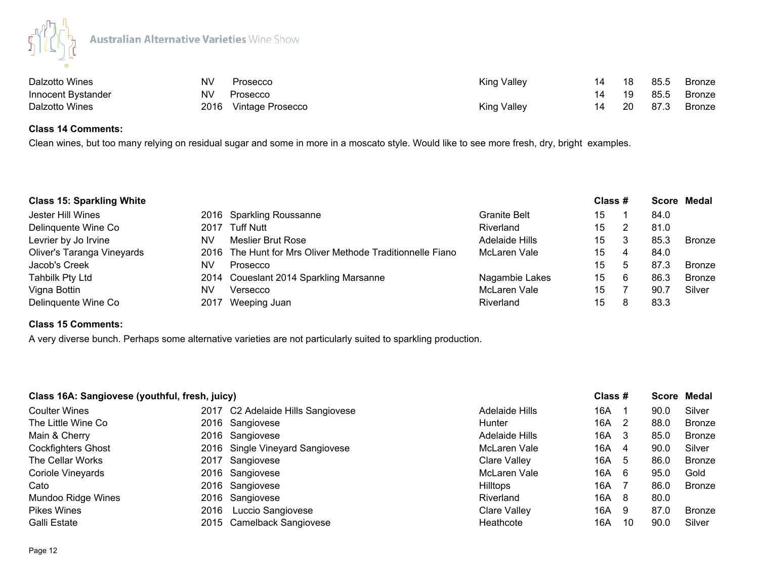| | | | | | | | |
|---|---|---|---|---|---|---|---|
| Dalzotto Wines | NV | Prosecco | King Valley | 14 | 18 | 85.5 | Bronze |
| Innocent Bystander | NV | Prosecco | | 14 | 19 | 85.5 | Bronze |
| Dalzotto Wines | 2016 | Vintage Prosecco | King Valley | 14 | 20 | 87.3 | Bronze |

**Class 14 Comments:**

Clean wines, but too many relying on residual sugar and some in more in a moscato style. Would like to see more fresh, dry, bright examples.

| **Class 15: Sparkling White** | | | | **Class #** | | **Score** | **Medal** |
|---|---|---|---|---|---|---|---|
| Jester Hill Wines | 2016 | Sparkling Roussanne | Granite Belt | 15 | 1 | 84.0 | |
| Delinquente Wine Co | 2017 | Tuff Nutt | Riverland | 15 | 2 | 81.0 | |
| Levrier by Jo Irvine | NV | Meslier Brut Rose | Adelaide Hills | 15 | 3 | 85.3 | Bronze |
| Oliver's Taranga Vineyards | 2016 | The Hunt for Mrs Oliver Methode Traditionnelle Fiano | McLaren Vale | 15 | 4 | 84.0 | |
| Jacob's Creek | NV | Prosecco | | 15 | 5 | 87.3 | Bronze |
| Tahbilk Pty Ltd | 2014 | Coueslant 2014 Sparkling Marsanne | Nagambie Lakes | 15 | 6 | 86.3 | Bronze |
| Vigna Bottin | NV | Versecco | McLaren Vale | 15 | 7 | 90.7 | Silver |
| Delinquente Wine Co | 2017 | Weeping Juan | Riverland | 15 | 8 | 83.3 | |

**Class 15 Comments:**

A very diverse bunch. Perhaps some alternative varieties are not particularly suited to sparkling production.

| **Class 16A: Sangiovese (youthful, fresh, juicy)** | | | | **Class #** | | **Score** | **Medal** |
|---|---|---|---|---|---|---|---|
| Coulter Wines | 2017 | C2 Adelaide Hills Sangiovese | Adelaide Hills | 16A | 1 | 90.0 | Silver |
| The Little Wine Co | 2016 | Sangiovese | Hunter | 16A | 2 | 88.0 | Bronze |
| Main & Cherry | 2016 | Sangiovese | Adelaide Hills | 16A | 3 | 85.0 | Bronze |
| Cockfighters Ghost | 2016 | Single Vineyard Sangiovese | McLaren Vale | 16A | 4 | 90.0 | Silver |
| The Cellar Works | 2017 | Sangiovese | Clare Valley | 16A | 5 | 86.0 | Bronze |
| Coriole Vineyards | 2016 | Sangiovese | McLaren Vale | 16A | 6 | 95.0 | Gold |
| Cato | 2016 | Sangiovese | Hilltops | 16A | 7 | 86.0 | Bronze |
| Mundoo Ridge Wines | 2016 | Sangiovese | Riverland | 16A | 8 | 80.0 | |
| Pikes Wines | 2016 | Luccio Sangiovese | Clare Valley | 16A | 9 | 87.0 | Bronze |
| Galli Estate | 2015 | Camelback Sangiovese | Heathcote | 16A | 10 | 90.0 | Silver |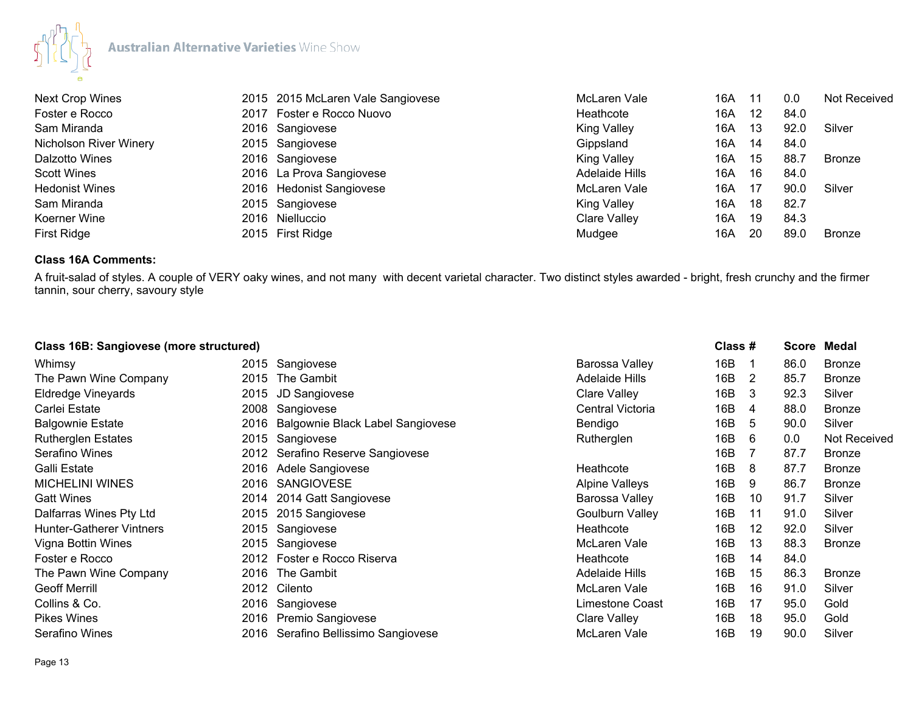| | | | | | | | |
|---|---|---|---|---|---|---|---|
| Next Crop Wines | 2015 | 2015 McLaren Vale Sangiovese | McLaren Vale | 16A | 11 | 0.0 | Not Received |
| Foster e Rocco | 2017 | Foster e Rocco Nuovo | Heathcote | 16A | 12 | 84.0 | |
| Sam Miranda | 2016 | Sangiovese | King Valley | 16A | 13 | 92.0 | Silver |
| Nicholson River Winery | 2015 | Sangiovese | Gippsland | 16A | 14 | 84.0 | |
| Dalzotto Wines | 2016 | Sangiovese | King Valley | 16A | 15 | 88.7 | Bronze |
| Scott Wines | 2016 | La Prova Sangiovese | Adelaide Hills | 16A | 16 | 84.0 | |
| Hedonist Wines | 2016 | Hedonist Sangiovese | McLaren Vale | 16A | 17 | 90.0 | Silver |
| Sam Miranda | 2015 | Sangiovese | King Valley | 16A | 18 | 82.7 | |
| Koerner Wine | 2016 | Nielluccio | Clare Valley | 16A | 19 | 84.3 | |
| First Ridge | 2015 | First Ridge | Mudgee | 16A | 20 | 89.0 | Bronze |

**Class 16A Comments:**

A fruit-salad of styles. A couple of VERY oaky wines, and not many  with decent varietal character. Two distinct styles awarded - bright, fresh crunchy and the firmer tannin, sour cherry, savoury style

| **Class 16B: Sangiovese (more structured)** | | | | **Class** | **#** | **Score** | **Medal** |
|---|---|---|---|---|---|---|---|
| Whimsy | 2015 | Sangiovese | Barossa Valley | 16B | 1 | 86.0 | Bronze |
| The Pawn Wine Company | 2015 | The Gambit | Adelaide Hills | 16B | 2 | 85.7 | Bronze |
| Eldredge Vineyards | 2015 | JD Sangiovese | Clare Valley | 16B | 3 | 92.3 | Silver |
| Carlei Estate | 2008 | Sangiovese | Central Victoria | 16B | 4 | 88.0 | Bronze |
| Balgownie Estate | 2016 | Balgownie Black Label Sangiovese | Bendigo | 16B | 5 | 90.0 | Silver |
| Rutherglen Estates | 2015 | Sangiovese | Rutherglen | 16B | 6 | 0.0 | Not Received |
| Serafino Wines | 2012 | Serafino Reserve Sangiovese | | 16B | 7 | 87.7 | Bronze |
| Galli Estate | 2016 | Adele Sangiovese | Heathcote | 16B | 8 | 87.7 | Bronze |
| MICHELINI WINES | 2016 | SANGIOVESE | Alpine Valleys | 16B | 9 | 86.7 | Bronze |
| Gatt Wines | 2014 | 2014 Gatt Sangiovese | Barossa Valley | 16B | 10 | 91.7 | Silver |
| Dalfarras Wines Pty Ltd | 2015 | 2015 Sangiovese | Goulburn Valley | 16B | 11 | 91.0 | Silver |
| Hunter-Gatherer Vintners | 2015 | Sangiovese | Heathcote | 16B | 12 | 92.0 | Silver |
| Vigna Bottin Wines | 2015 | Sangiovese | McLaren Vale | 16B | 13 | 88.3 | Bronze |
| Foster e Rocco | 2012 | Foster e Rocco Riserva | Heathcote | 16B | 14 | 84.0 | |
| The Pawn Wine Company | 2016 | The Gambit | Adelaide Hills | 16B | 15 | 86.3 | Bronze |
| Geoff Merrill | 2012 | Cilento | McLaren Vale | 16B | 16 | 91.0 | Silver |
| Collins & Co. | 2016 | Sangiovese | Limestone Coast | 16B | 17 | 95.0 | Gold |
| Pikes Wines | 2016 | Premio Sangiovese | Clare Valley | 16B | 18 | 95.0 | Gold |
| Serafino Wines | 2016 | Serafino Bellissimo Sangiovese | McLaren Vale | 16B | 19 | 90.0 | Silver |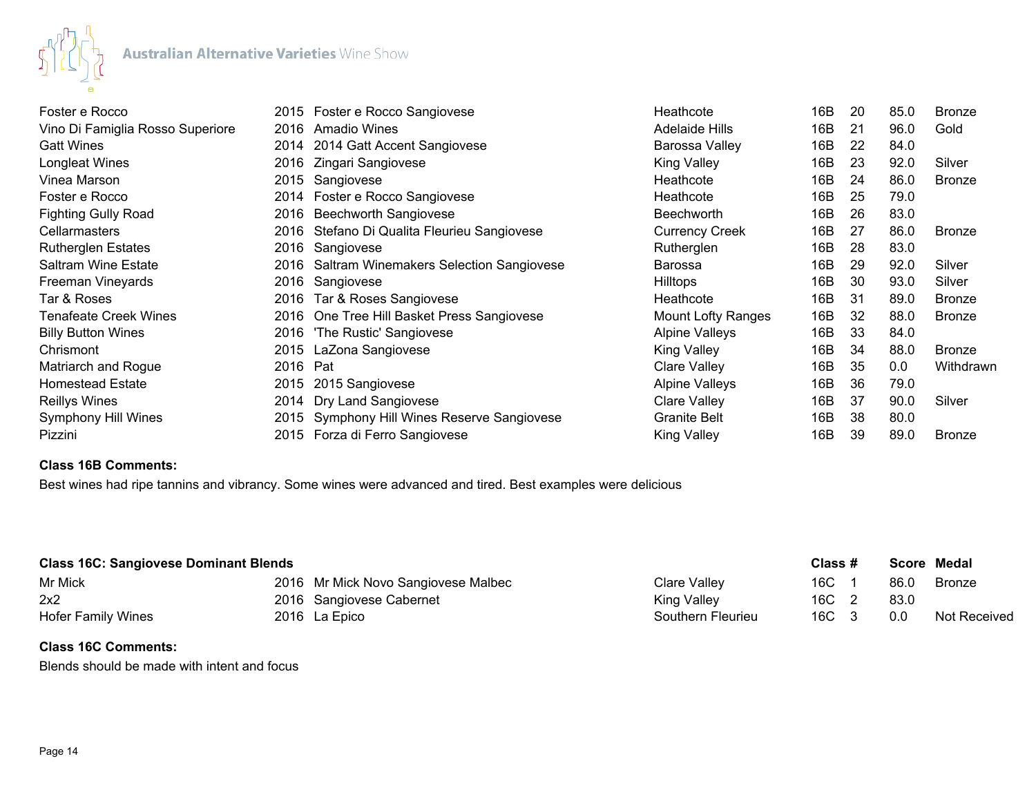| | | | | | | | |
|---|---|---|---|---|---|---|---|
| Foster e Rocco | 2015 | Foster e Rocco Sangiovese | Heathcote | 16B | 20 | 85.0 | Bronze |
| Vino Di Famiglia Rosso Superiore | 2016 | Amadio Wines | Adelaide Hills | 16B | 21 | 96.0 | Gold |
| Gatt Wines | 2014 | 2014 Gatt Accent Sangiovese | Barossa Valley | 16B | 22 | 84.0 | |
| Longleat Wines | 2016 | Zingari Sangiovese | King Valley | 16B | 23 | 92.0 | Silver |
| Vinea Marson | 2015 | Sangiovese | Heathcote | 16B | 24 | 86.0 | Bronze |
| Foster e Rocco | 2014 | Foster e Rocco Sangiovese | Heathcote | 16B | 25 | 79.0 | |
| Fighting Gully Road | 2016 | Beechworth Sangiovese | Beechworth | 16B | 26 | 83.0 | |
| Cellarmasters | 2016 | Stefano Di Qualita Fleurieu Sangiovese | Currency Creek | 16B | 27 | 86.0 | Bronze |
| Rutherglen Estates | 2016 | Sangiovese | Rutherglen | 16B | 28 | 83.0 | |
| Saltram Wine Estate | 2016 | Saltram Winemakers Selection Sangiovese | Barossa | 16B | 29 | 92.0 | Silver |
| Freeman Vineyards | 2016 | Sangiovese | Hilltops | 16B | 30 | 93.0 | Silver |
| Tar & Roses | 2016 | Tar & Roses Sangiovese | Heathcote | 16B | 31 | 89.0 | Bronze |
| Tenafeate Creek Wines | 2016 | One Tree Hill Basket Press Sangiovese | Mount Lofty Ranges | 16B | 32 | 88.0 | Bronze |
| Billy Button Wines | 2016 | 'The Rustic' Sangiovese | Alpine Valleys | 16B | 33 | 84.0 | |
| Chrismont | 2015 | LaZona Sangiovese | King Valley | 16B | 34 | 88.0 | Bronze |
| Matriarch and Rogue | 2016 | Pat | Clare Valley | 16B | 35 | 0.0 | Withdrawn |
| Homestead Estate | 2015 | 2015 Sangiovese | Alpine Valleys | 16B | 36 | 79.0 | |
| Reillys Wines | 2014 | Dry Land Sangiovese | Clare Valley | 16B | 37 | 90.0 | Silver |
| Symphony Hill Wines | 2015 | Symphony Hill Wines Reserve Sangiovese | Granite Belt | 16B | 38 | 80.0 | |
| Pizzini | 2015 | Forza di Ferro Sangiovese | King Valley | 16B | 39 | 89.0 | Bronze |

**Class 16B Comments:**

Best wines had ripe tannins and vibrancy. Some wines were advanced and tired. Best examples were delicious

| Class 16C: Sangiovese Dominant Blends | | | | Class # | | Score | Medal |
|---|---|---|---|---|---|---|---|
| Mr Mick | 2016 | Mr Mick Novo Sangiovese Malbec | Clare Valley | 16C | 1 | 86.0 | Bronze |
| 2x2 | 2016 | Sangiovese Cabernet | King Valley | 16C | 2 | 83.0 | |
| Hofer Family Wines | 2016 | La Epico | Southern Fleurieu | 16C | 3 | 0.0 | Not Received |

**Class 16C Comments:**

Blends should be made with intent and focus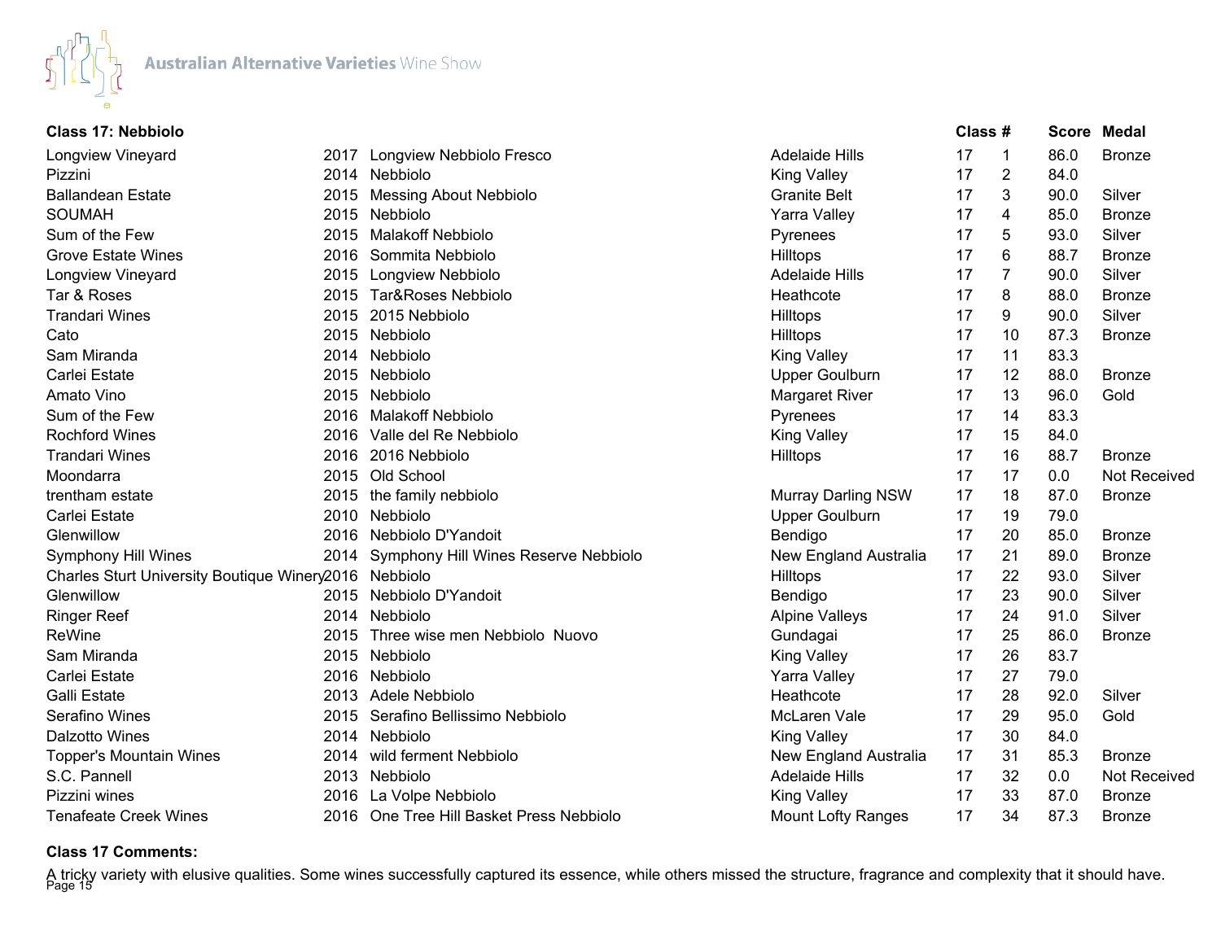Australian Alternative Varieties Wine Show

### Class 17: Nebbiolo

| Exhibitor | Vintage | Wine | Region | Class | # | Score | Medal |
|---|---|---|---|---|---|---|---|
| Longview Vineyard | 2017 | Longview Nebbiolo Fresco | Adelaide Hills | 17 | 1 | 86.0 | Bronze |
| Pizzini | 2014 | Nebbiolo | King Valley | 17 | 2 | 84.0 | |
| Ballandean Estate | 2015 | Messing About Nebbiolo | Granite Belt | 17 | 3 | 90.0 | Silver |
| SOUMAH | 2015 | Nebbiolo | Yarra Valley | 17 | 4 | 85.0 | Bronze |
| Sum of the Few | 2015 | Malakoff Nebbiolo | Pyrenees | 17 | 5 | 93.0 | Silver |
| Grove Estate Wines | 2016 | Sommita Nebbiolo | Hilltops | 17 | 6 | 88.7 | Bronze |
| Longview Vineyard | 2015 | Longview Nebbiolo | Adelaide Hills | 17 | 7 | 90.0 | Silver |
| Tar & Roses | 2015 | Tar&Roses Nebbiolo | Heathcote | 17 | 8 | 88.0 | Bronze |
| Trandari Wines | 2015 | 2015 Nebbiolo | Hilltops | 17 | 9 | 90.0 | Silver |
| Cato | 2015 | Nebbiolo | Hilltops | 17 | 10 | 87.3 | Bronze |
| Sam Miranda | 2014 | Nebbiolo | King Valley | 17 | 11 | 83.3 | |
| Carlei Estate | 2015 | Nebbiolo | Upper Goulburn | 17 | 12 | 88.0 | Bronze |
| Amato Vino | 2015 | Nebbiolo | Margaret River | 17 | 13 | 96.0 | Gold |
| Sum of the Few | 2016 | Malakoff Nebbiolo | Pyrenees | 17 | 14 | 83.3 | |
| Rochford Wines | 2016 | Valle del Re Nebbiolo | King Valley | 17 | 15 | 84.0 | |
| Trandari Wines | 2016 | 2016 Nebbiolo | Hilltops | 17 | 16 | 88.7 | Bronze |
| Moondarra | 2015 | Old School | | 17 | 17 | 0.0 | Not Received |
| trentham estate | 2015 | the family nebbiolo | Murray Darling NSW | 17 | 18 | 87.0 | Bronze |
| Carlei Estate | 2010 | Nebbiolo | Upper Goulburn | 17 | 19 | 79.0 | |
| Glenwillow | 2016 | Nebbiolo D'Yandoit | Bendigo | 17 | 20 | 85.0 | Bronze |
| Symphony Hill Wines | 2014 | Symphony Hill Wines Reserve Nebbiolo | New England Australia | 17 | 21 | 89.0 | Bronze |
| Charles Sturt University Boutique Winery | 2016 | Nebbiolo | Hilltops | 17 | 22 | 93.0 | Silver |
| Glenwillow | 2015 | Nebbiolo D'Yandoit | Bendigo | 17 | 23 | 90.0 | Silver |
| Ringer Reef | 2014 | Nebbiolo | Alpine Valleys | 17 | 24 | 91.0 | Silver |
| ReWine | 2015 | Three wise men Nebbiolo Nuovo | Gundagai | 17 | 25 | 86.0 | Bronze |
| Sam Miranda | 2015 | Nebbiolo | King Valley | 17 | 26 | 83.7 | |
| Carlei Estate | 2016 | Nebbiolo | Yarra Valley | 17 | 27 | 79.0 | |
| Galli Estate | 2013 | Adele Nebbiolo | Heathcote | 17 | 28 | 92.0 | Silver |
| Serafino Wines | 2015 | Serafino Bellissimo Nebbiolo | McLaren Vale | 17 | 29 | 95.0 | Gold |
| Dalzotto Wines | 2014 | Nebbiolo | King Valley | 17 | 30 | 84.0 | |
| Topper's Mountain Wines | 2014 | wild ferment Nebbiolo | New England Australia | 17 | 31 | 85.3 | Bronze |
| S.C. Pannell | 2013 | Nebbiolo | Adelaide Hills | 17 | 32 | 0.0 | Not Received |
| Pizzini wines | 2016 | La Volpe Nebbiolo | King Valley | 17 | 33 | 87.0 | Bronze |
| Tenafeate Creek Wines | 2016 | One Tree Hill Basket Press Nebbiolo | Mount Lofty Ranges | 17 | 34 | 87.3 | Bronze |

**Class 17 Comments:**

A tricky variety with elusive qualities. Some wines successfully captured its essence, while others missed the structure, fragrance and complexity that it should have.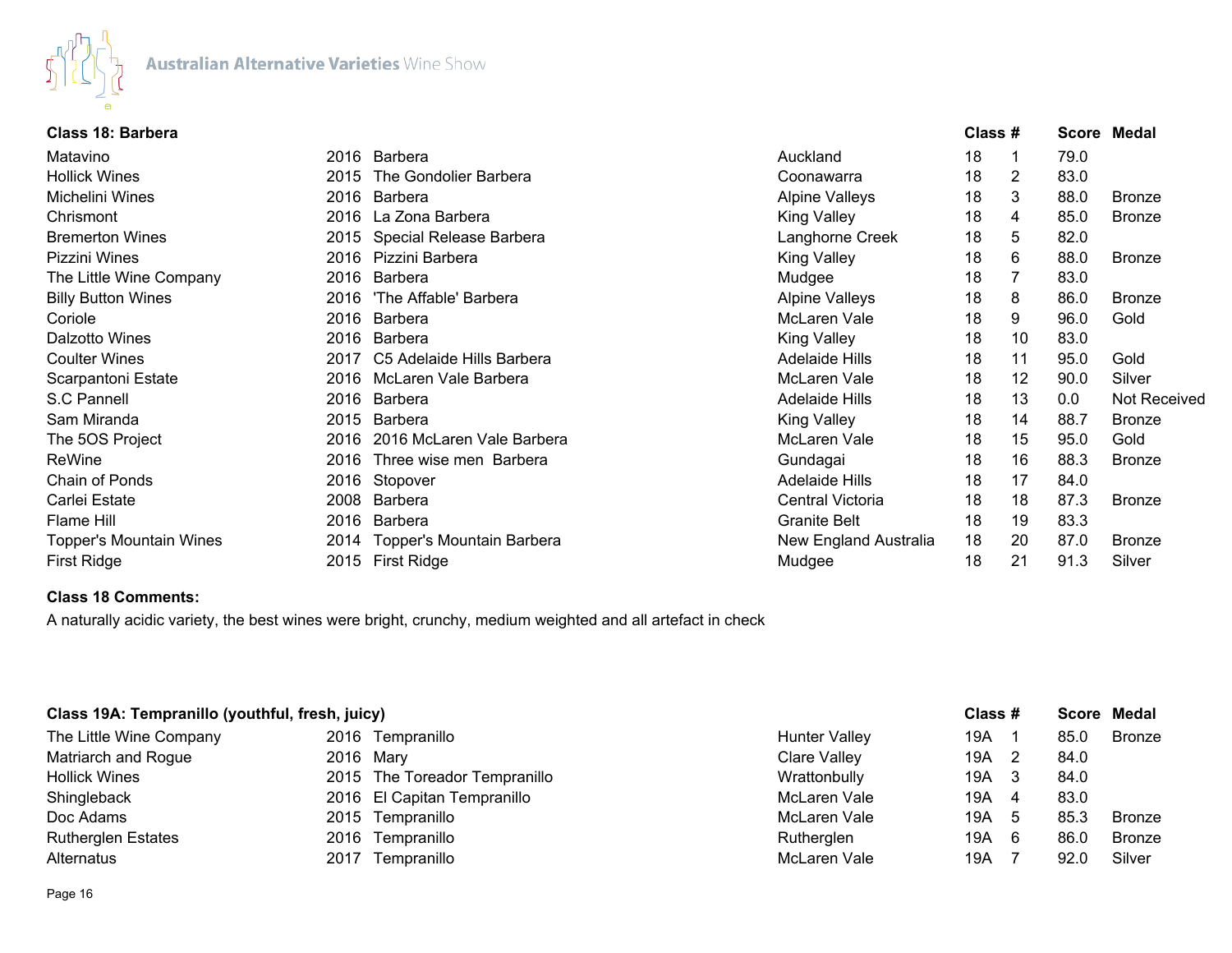## Class 18: Barbera

| Exhibitor | Vintage | Wine | Region | Class | # | Score | Medal |
|---|---|---|---|---|---|---|---|
| Matavino | 2016 | Barbera | Auckland | 18 | 1 | 79.0 | |
| Hollick Wines | 2015 | The Gondolier Barbera | Coonawarra | 18 | 2 | 83.0 | |
| Michelini Wines | 2016 | Barbera | Alpine Valleys | 18 | 3 | 88.0 | Bronze |
| Chrismont | 2016 | La Zona Barbera | King Valley | 18 | 4 | 85.0 | Bronze |
| Bremerton Wines | 2015 | Special Release Barbera | Langhorne Creek | 18 | 5 | 82.0 | |
| Pizzini Wines | 2016 | Pizzini Barbera | King Valley | 18 | 6 | 88.0 | Bronze |
| The Little Wine Company | 2016 | Barbera | Mudgee | 18 | 7 | 83.0 | |
| Billy Button Wines | 2016 | 'The Affable' Barbera | Alpine Valleys | 18 | 8 | 86.0 | Bronze |
| Coriole | 2016 | Barbera | McLaren Vale | 18 | 9 | 96.0 | Gold |
| Dalzotto Wines | 2016 | Barbera | King Valley | 18 | 10 | 83.0 | |
| Coulter Wines | 2017 | C5 Adelaide Hills Barbera | Adelaide Hills | 18 | 11 | 95.0 | Gold |
| Scarpantoni Estate | 2016 | McLaren Vale Barbera | McLaren Vale | 18 | 12 | 90.0 | Silver |
| S.C Pannell | 2016 | Barbera | Adelaide Hills | 18 | 13 | 0.0 | Not Received |
| Sam Miranda | 2015 | Barbera | King Valley | 18 | 14 | 88.7 | Bronze |
| The 5OS Project | 2016 | 2016 McLaren Vale Barbera | McLaren Vale | 18 | 15 | 95.0 | Gold |
| ReWine | 2016 | Three wise men Barbera | Gundagai | 18 | 16 | 88.3 | Bronze |
| Chain of Ponds | 2016 | Stopover | Adelaide Hills | 18 | 17 | 84.0 | |
| Carlei Estate | 2008 | Barbera | Central Victoria | 18 | 18 | 87.3 | Bronze |
| Flame Hill | 2016 | Barbera | Granite Belt | 18 | 19 | 83.3 | |
| Topper's Mountain Wines | 2014 | Topper's Mountain Barbera | New England Australia | 18 | 20 | 87.0 | Bronze |
| First Ridge | 2015 | First Ridge | Mudgee | 18 | 21 | 91.3 | Silver |

**Class 18 Comments:**

A naturally acidic variety, the best wines were bright, crunchy, medium weighted and all artefact in check

## Class 19A: Tempranillo (youthful, fresh, juicy)

| Exhibitor | Vintage | Wine | Region | Class | # | Score | Medal |
|---|---|---|---|---|---|---|---|
| The Little Wine Company | 2016 | Tempranillo | Hunter Valley | 19A | 1 | 85.0 | Bronze |
| Matriarch and Rogue | 2016 | Mary | Clare Valley | 19A | 2 | 84.0 | |
| Hollick Wines | 2015 | The Toreador Tempranillo | Wrattonbully | 19A | 3 | 84.0 | |
| Shingleback | 2016 | El Capitan Tempranillo | McLaren Vale | 19A | 4 | 83.0 | |
| Doc Adams | 2015 | Tempranillo | McLaren Vale | 19A | 5 | 85.3 | Bronze |
| Rutherglen Estates | 2016 | Tempranillo | Rutherglen | 19A | 6 | 86.0 | Bronze |
| Alternatus | 2017 | Tempranillo | McLaren Vale | 19A | 7 | 92.0 | Silver |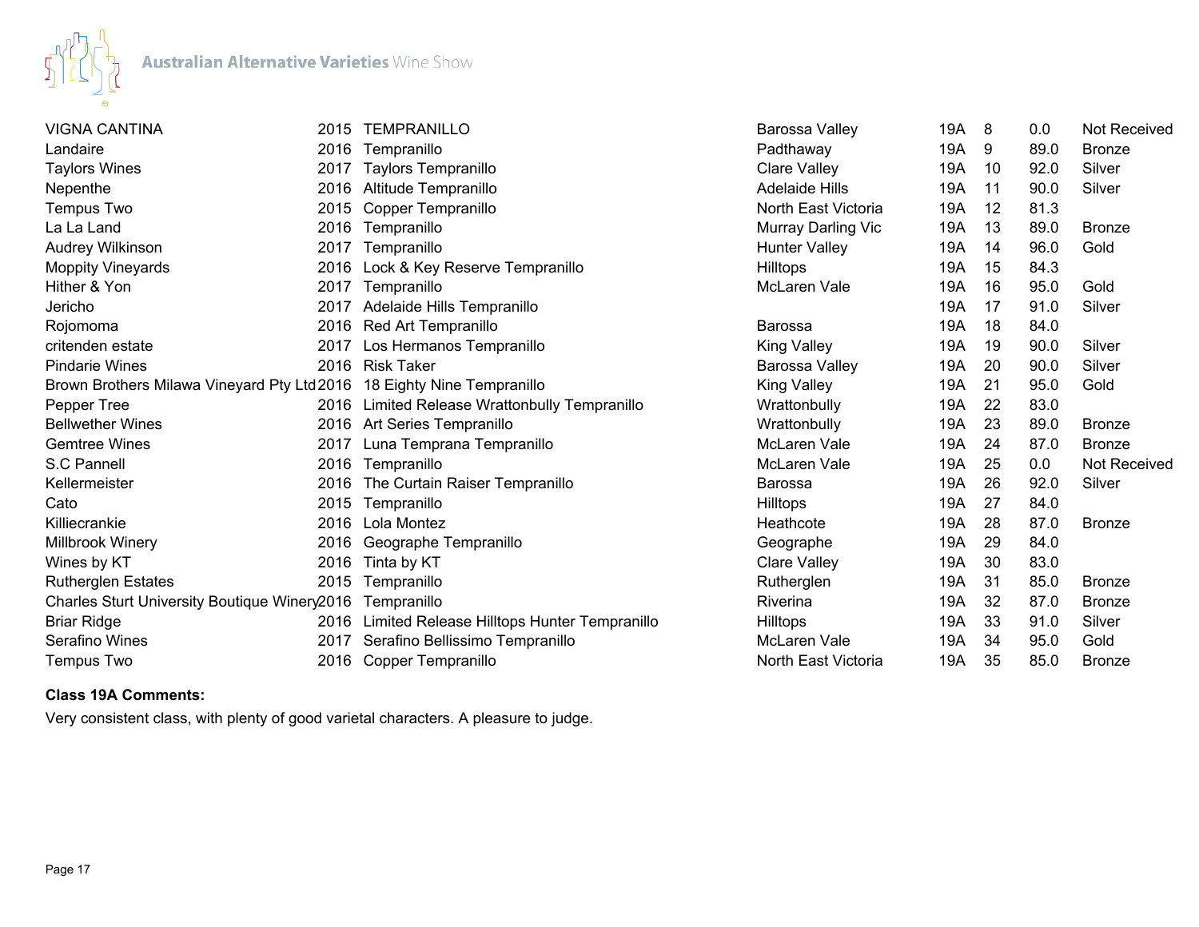| | | | | | | | |
|---|---|---|---|---|---|---|---|
| VIGNA CANTINA | 2015 | TEMPRANILLO | Barossa Valley | 19A | 8 | 0.0 | Not Received |
| Landaire | 2016 | Tempranillo | Padthaway | 19A | 9 | 89.0 | Bronze |
| Taylors Wines | 2017 | Taylors Tempranillo | Clare Valley | 19A | 10 | 92.0 | Silver |
| Nepenthe | 2016 | Altitude Tempranillo | Adelaide Hills | 19A | 11 | 90.0 | Silver |
| Tempus Two | 2015 | Copper Tempranillo | North East Victoria | 19A | 12 | 81.3 | |
| La La Land | 2016 | Tempranillo | Murray Darling Vic | 19A | 13 | 89.0 | Bronze |
| Audrey Wilkinson | 2017 | Tempranillo | Hunter Valley | 19A | 14 | 96.0 | Gold |
| Moppity Vineyards | 2016 | Lock & Key Reserve Tempranillo | Hilltops | 19A | 15 | 84.3 | |
| Hither & Yon | 2017 | Tempranillo | McLaren Vale | 19A | 16 | 95.0 | Gold |
| Jericho | 2017 | Adelaide Hills Tempranillo | | 19A | 17 | 91.0 | Silver |
| Rojomoma | 2016 | Red Art Tempranillo | Barossa | 19A | 18 | 84.0 | |
| critenden estate | 2017 | Los Hermanos Tempranillo | King Valley | 19A | 19 | 90.0 | Silver |
| Pindarie Wines | 2016 | Risk Taker | Barossa Valley | 19A | 20 | 90.0 | Silver |
| Brown Brothers Milawa Vineyard Pty Ltd | 2016 | 18 Eighty Nine Tempranillo | King Valley | 19A | 21 | 95.0 | Gold |
| Pepper Tree | 2016 | Limited Release Wrattonbully Tempranillo | Wrattonbully | 19A | 22 | 83.0 | |
| Bellwether Wines | 2016 | Art Series Tempranillo | Wrattonbully | 19A | 23 | 89.0 | Bronze |
| Gemtree Wines | 2017 | Luna Temprana Tempranillo | McLaren Vale | 19A | 24 | 87.0 | Bronze |
| S.C Pannell | 2016 | Tempranillo | McLaren Vale | 19A | 25 | 0.0 | Not Received |
| Kellermeister | 2016 | The Curtain Raiser Tempranillo | Barossa | 19A | 26 | 92.0 | Silver |
| Cato | 2015 | Tempranillo | Hilltops | 19A | 27 | 84.0 | |
| Killiecrankie | 2016 | Lola Montez | Heathcote | 19A | 28 | 87.0 | Bronze |
| Millbrook Winery | 2016 | Geographe Tempranillo | Geographe | 19A | 29 | 84.0 | |
| Wines by KT | 2016 | Tinta by KT | Clare Valley | 19A | 30 | 83.0 | |
| Rutherglen Estates | 2015 | Tempranillo | Rutherglen | 19A | 31 | 85.0 | Bronze |
| Charles Sturt University Boutique Winery | 2016 | Tempranillo | Riverina | 19A | 32 | 87.0 | Bronze |
| Briar Ridge | 2016 | Limited Release Hilltops Hunter Tempranillo | Hilltops | 19A | 33 | 91.0 | Silver |
| Serafino Wines | 2017 | Serafino Bellissimo Tempranillo | McLaren Vale | 19A | 34 | 95.0 | Gold |
| Tempus Two | 2016 | Copper Tempranillo | North East Victoria | 19A | 35 | 85.0 | Bronze |

**Class 19A Comments:**

Very consistent class, with plenty of good varietal characters. A pleasure to judge.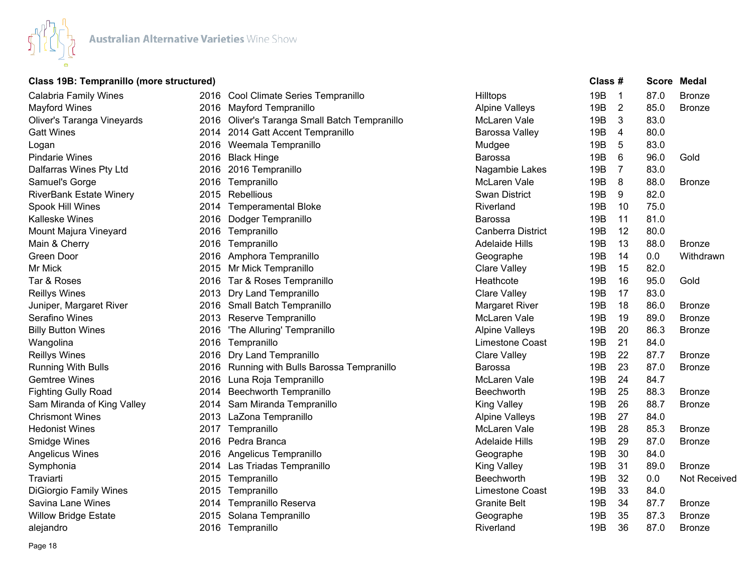Australian Alternative Varieties Wine Show

### Class 19B: Tempranillo (more structured)

| Exhibitor | Vintage | Wine | Region | Class | # | Score | Medal |
|---|---|---|---|---|---|---|---|
| Calabria Family Wines | 2016 | Cool Climate Series Tempranillo | Hilltops | 19B | 1 | 87.0 | Bronze |
| Mayford Wines | 2016 | Mayford Tempranillo | Alpine Valleys | 19B | 2 | 85.0 | Bronze |
| Oliver's Taranga Vineyards | 2016 | Oliver's Taranga Small Batch Tempranillo | McLaren Vale | 19B | 3 | 83.0 | |
| Gatt Wines | 2014 | 2014 Gatt Accent Tempranillo | Barossa Valley | 19B | 4 | 80.0 | |
| Logan | 2016 | Weemala Tempranillo | Mudgee | 19B | 5 | 83.0 | |
| Pindarie Wines | 2016 | Black Hinge | Barossa | 19B | 6 | 96.0 | Gold |
| Dalfarras Wines Pty Ltd | 2016 | 2016 Tempranillo | Nagambie Lakes | 19B | 7 | 83.0 | |
| Samuel's Gorge | 2016 | Tempranillo | McLaren Vale | 19B | 8 | 88.0 | Bronze |
| RiverBank Estate Winery | 2015 | Rebellious | Swan District | 19B | 9 | 82.0 | |
| Spook Hill Wines | 2014 | Temperamental Bloke | Riverland | 19B | 10 | 75.0 | |
| Kalleske Wines | 2016 | Dodger Tempranillo | Barossa | 19B | 11 | 81.0 | |
| Mount Majura Vineyard | 2016 | Tempranillo | Canberra District | 19B | 12 | 80.0 | |
| Main & Cherry | 2016 | Tempranillo | Adelaide Hills | 19B | 13 | 88.0 | Bronze |
| Green Door | 2016 | Amphora Tempranillo | Geographe | 19B | 14 | 0.0 | Withdrawn |
| Mr Mick | 2015 | Mr Mick Tempranillo | Clare Valley | 19B | 15 | 82.0 | |
| Tar & Roses | 2016 | Tar & Roses Tempranillo | Heathcote | 19B | 16 | 95.0 | Gold |
| Reillys Wines | 2013 | Dry Land Tempranillo | Clare Valley | 19B | 17 | 83.0 | |
| Juniper, Margaret River | 2016 | Small Batch Tempranillo | Margaret River | 19B | 18 | 86.0 | Bronze |
| Serafino Wines | 2013 | Reserve Tempranillo | McLaren Vale | 19B | 19 | 89.0 | Bronze |
| Billy Button Wines | 2016 | 'The Alluring' Tempranillo | Alpine Valleys | 19B | 20 | 86.3 | Bronze |
| Wangolina | 2016 | Tempranillo | Limestone Coast | 19B | 21 | 84.0 | |
| Reillys Wines | 2016 | Dry Land Tempranillo | Clare Valley | 19B | 22 | 87.7 | Bronze |
| Running With Bulls | 2016 | Running with Bulls Barossa Tempranillo | Barossa | 19B | 23 | 87.0 | Bronze |
| Gemtree Wines | 2016 | Luna Roja Tempranillo | McLaren Vale | 19B | 24 | 84.7 | |
| Fighting Gully Road | 2014 | Beechworth Tempranillo | Beechworth | 19B | 25 | 88.3 | Bronze |
| Sam Miranda of King Valley | 2014 | Sam Miranda Tempranillo | King Valley | 19B | 26 | 88.7 | Bronze |
| Chrismont Wines | 2013 | LaZona Tempranillo | Alpine Valleys | 19B | 27 | 84.0 | |
| Hedonist Wines | 2017 | Tempranillo | McLaren Vale | 19B | 28 | 85.3 | Bronze |
| Smidge Wines | 2016 | Pedra Branca | Adelaide Hills | 19B | 29 | 87.0 | Bronze |
| Angelicus Wines | 2016 | Angelicus Tempranillo | Geographe | 19B | 30 | 84.0 | |
| Symphonia | 2014 | Las Triadas Tempranillo | King Valley | 19B | 31 | 89.0 | Bronze |
| Traviarti | 2015 | Tempranillo | Beechworth | 19B | 32 | 0.0 | Not Received |
| DiGiorgio Family Wines | 2015 | Tempranillo | Limestone Coast | 19B | 33 | 84.0 | |
| Savina Lane Wines | 2014 | Tempranillo Reserva | Granite Belt | 19B | 34 | 87.7 | Bronze |
| Willow Bridge Estate | 2015 | Solana Tempranillo | Geographe | 19B | 35 | 87.3 | Bronze |
| alejandro | 2016 | Tempranillo | Riverland | 19B | 36 | 87.0 | Bronze |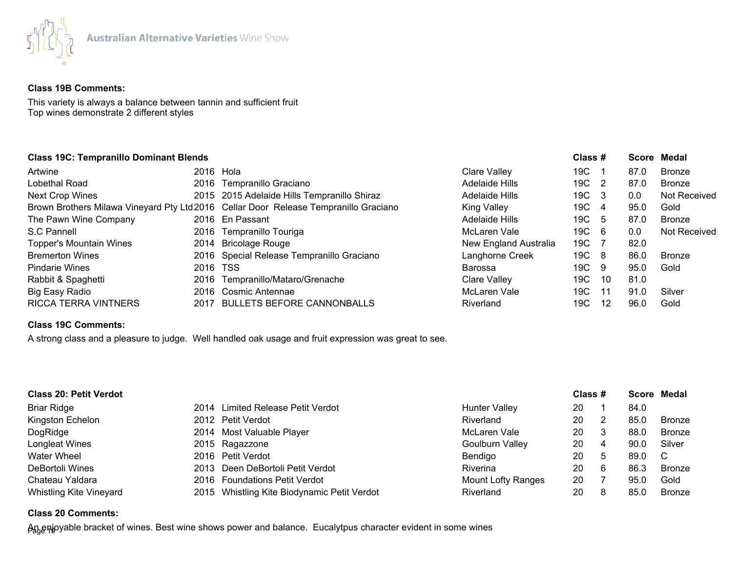**Class 19B Comments:**

This variety is always a balance between tannin and sufficient fruit
Top wines demonstrate 2 different styles

**Class 19C: Tempranillo Dominant Blends**

| Exhibitor | Year | Wine | Region | Class | # | Score | Medal |
|---|---|---|---|---|---|---|---|
| Artwine | 2016 | Hola | Clare Valley | 19C | 1 | 87.0 | Bronze |
| Lobethal Road | 2016 | Tempranillo Graciano | Adelaide Hills | 19C | 2 | 87.0 | Bronze |
| Next Crop Wines | 2015 | 2015 Adelaide Hills Tempranillo Shiraz | Adelaide Hills | 19C | 3 | 0.0 | Not Received |
| Brown Brothers Milawa Vineyard Pty Ltd | 2016 | Cellar Door Release Tempranillo Graciano | King Valley | 19C | 4 | 95.0 | Gold |
| The Pawn Wine Company | 2016 | En Passant | Adelaide Hills | 19C | 5 | 87.0 | Bronze |
| S.C Pannell | 2016 | Tempranillo Touriga | McLaren Vale | 19C | 6 | 0.0 | Not Received |
| Topper's Mountain Wines | 2014 | Bricolage Rouge | New England Australia | 19C | 7 | 82.0 | |
| Bremerton Wines | 2016 | Special Release Tempranillo Graciano | Langhorne Creek | 19C | 8 | 86.0 | Bronze |
| Pindarie Wines | 2016 | TSS | Barossa | 19C | 9 | 95.0 | Gold |
| Rabbit & Spaghetti | 2016 | Tempranillo/Mataro/Grenache | Clare Valley | 19C | 10 | 81.0 | |
| Big Easy Radio | 2016 | Cosmic Antennae | McLaren Vale | 19C | 11 | 91.0 | Silver |
| RICCA TERRA VINTNERS | 2017 | BULLETS BEFORE CANNONBALLS | Riverland | 19C | 12 | 96.0 | Gold |

**Class 19C Comments:**

A strong class and a pleasure to judge. Well handled oak usage and fruit expression was great to see.

**Class 20: Petit Verdot**

| Exhibitor | Year | Wine | Region | Class | # | Score | Medal |
|---|---|---|---|---|---|---|---|
| Briar Ridge | 2014 | Limited Release Petit Verdot | Hunter Valley | 20 | 1 | 84.0 | |
| Kingston Echelon | 2012 | Petit Verdot | Riverland | 20 | 2 | 85.0 | Bronze |
| DogRidge | 2014 | Most Valuable Player | McLaren Vale | 20 | 3 | 88.0 | Bronze |
| Longleat Wines | 2015 | Ragazzone | Goulburn Valley | 20 | 4 | 90.0 | Silver |
| Water Wheel | 2016 | Petit Verdot | Bendigo | 20 | 5 | 89.0 | C |
| DeBortoli Wines | 2013 | Deen DeBortoli Petit Verdot | Riverina | 20 | 6 | 86.3 | Bronze |
| Chateau Yaldara | 2016 | Foundations Petit Verdot | Mount Lofty Ranges | 20 | 7 | 95.0 | Gold |
| Whistling Kite Vineyard | 2015 | Whistling Kite Biodynamic Petit Verdot | Riverland | 20 | 8 | 85.0 | Bronze |

**Class 20 Comments:**

An enjoyable bracket of wines. Best wine shows power and balance. Eucalyptus character evident in some wines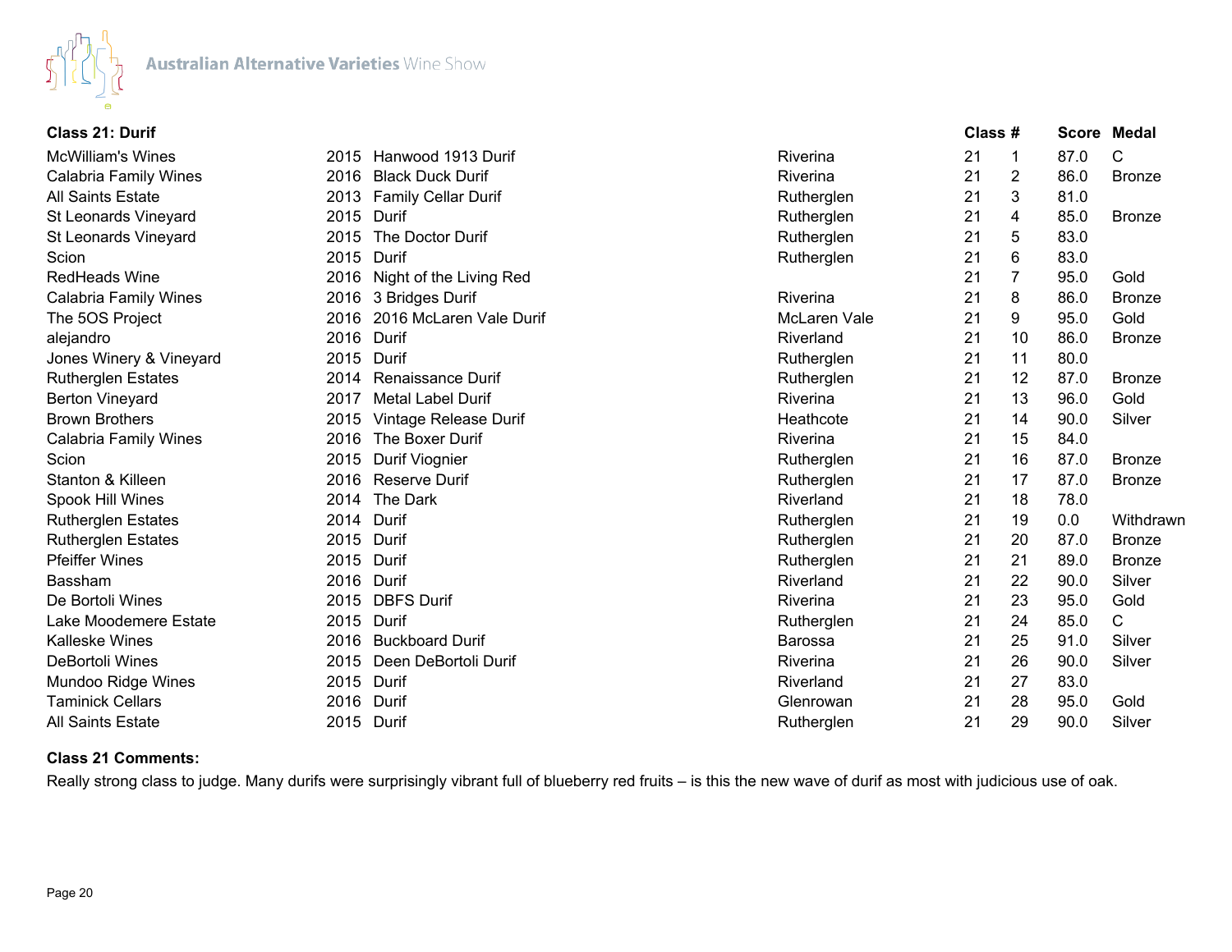Australian Alternative Varieties Wine Show

### Class 21: Durif

| Exhibitor | Vintage | Wine | Region | Class | # | Score | Medal |
|---|---|---|---|---|---|---|---|
| McWilliam's Wines | 2015 | Hanwood 1913 Durif | Riverina | 21 | 1 | 87.0 | C |
| Calabria Family Wines | 2016 | Black Duck Durif | Riverina | 21 | 2 | 86.0 | Bronze |
| All Saints Estate | 2013 | Family Cellar Durif | Rutherglen | 21 | 3 | 81.0 | |
| St Leonards Vineyard | 2015 | Durif | Rutherglen | 21 | 4 | 85.0 | Bronze |
| St Leonards Vineyard | 2015 | The Doctor Durif | Rutherglen | 21 | 5 | 83.0 | |
| Scion | 2015 | Durif | Rutherglen | 21 | 6 | 83.0 | |
| RedHeads Wine | 2016 | Night of the Living Red | | 21 | 7 | 95.0 | Gold |
| Calabria Family Wines | 2016 | 3 Bridges Durif | Riverina | 21 | 8 | 86.0 | Bronze |
| The 5OS Project | 2016 | 2016 McLaren Vale Durif | McLaren Vale | 21 | 9 | 95.0 | Gold |
| alejandro | 2016 | Durif | Riverland | 21 | 10 | 86.0 | Bronze |
| Jones Winery & Vineyard | 2015 | Durif | Rutherglen | 21 | 11 | 80.0 | |
| Rutherglen Estates | 2014 | Renaissance Durif | Rutherglen | 21 | 12 | 87.0 | Bronze |
| Berton Vineyard | 2017 | Metal Label Durif | Riverina | 21 | 13 | 96.0 | Gold |
| Brown Brothers | 2015 | Vintage Release Durif | Heathcote | 21 | 14 | 90.0 | Silver |
| Calabria Family Wines | 2016 | The Boxer Durif | Riverina | 21 | 15 | 84.0 | |
| Scion | 2015 | Durif Viognier | Rutherglen | 21 | 16 | 87.0 | Bronze |
| Stanton & Killeen | 2016 | Reserve Durif | Rutherglen | 21 | 17 | 87.0 | Bronze |
| Spook Hill Wines | 2014 | The Dark | Riverland | 21 | 18 | 78.0 | |
| Rutherglen Estates | 2014 | Durif | Rutherglen | 21 | 19 | 0.0 | Withdrawn |
| Rutherglen Estates | 2015 | Durif | Rutherglen | 21 | 20 | 87.0 | Bronze |
| Pfeiffer Wines | 2015 | Durif | Rutherglen | 21 | 21 | 89.0 | Bronze |
| Bassham | 2016 | Durif | Riverland | 21 | 22 | 90.0 | Silver |
| De Bortoli Wines | 2015 | DBFS Durif | Riverina | 21 | 23 | 95.0 | Gold |
| Lake Moodemere Estate | 2015 | Durif | Rutherglen | 21 | 24 | 85.0 | C |
| Kalleske Wines | 2016 | Buckboard Durif | Barossa | 21 | 25 | 91.0 | Silver |
| DeBortoli Wines | 2015 | Deen DeBortoli Durif | Riverina | 21 | 26 | 90.0 | Silver |
| Mundoo Ridge Wines | 2015 | Durif | Riverland | 21 | 27 | 83.0 | |
| Taminick Cellars | 2016 | Durif | Glenrowan | 21 | 28 | 95.0 | Gold |
| All Saints Estate | 2015 | Durif | Rutherglen | 21 | 29 | 90.0 | Silver |

**Class 21 Comments:**

Really strong class to judge. Many durifs were surprisingly vibrant full of blueberry red fruits – is this the new wave of durif as most with judicious use of oak.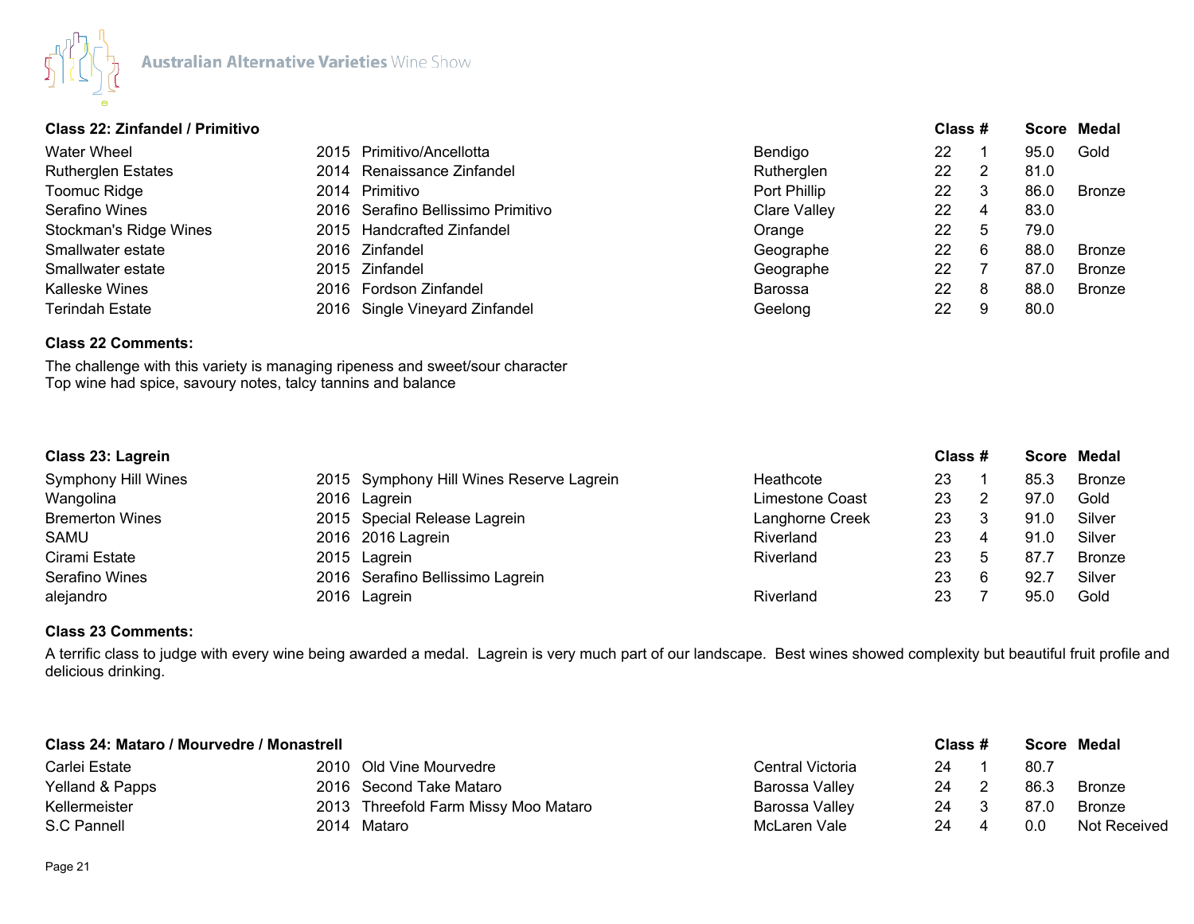## Class 22: Zinfandel / Primitivo

| Exhibitor | Vintage | Wine | Region | Class | # | Score | Medal |
|---|---|---|---|---|---|---|---|
| Water Wheel | 2015 | Primitivo/Ancellotta | Bendigo | 22 | 1 | 95.0 | Gold |
| Rutherglen Estates | 2014 | Renaissance Zinfandel | Rutherglen | 22 | 2 | 81.0 | |
| Toomuc Ridge | 2014 | Primitivo | Port Phillip | 22 | 3 | 86.0 | Bronze |
| Serafino Wines | 2016 | Serafino Bellissimo Primitivo | Clare Valley | 22 | 4 | 83.0 | |
| Stockman's Ridge Wines | 2015 | Handcrafted Zinfandel | Orange | 22 | 5 | 79.0 | |
| Smallwater estate | 2016 | Zinfandel | Geographe | 22 | 6 | 88.0 | Bronze |
| Smallwater estate | 2015 | Zinfandel | Geographe | 22 | 7 | 87.0 | Bronze |
| Kalleske Wines | 2016 | Fordson Zinfandel | Barossa | 22 | 8 | 88.0 | Bronze |
| Terindah Estate | 2016 | Single Vineyard Zinfandel | Geelong | 22 | 9 | 80.0 | |

**Class 22 Comments:**

The challenge with this variety is managing ripeness and sweet/sour character
Top wine had spice, savoury notes, talcy tannins and balance

## Class 23: Lagrein

| Exhibitor | Vintage | Wine | Region | Class | # | Score | Medal |
|---|---|---|---|---|---|---|---|
| Symphony Hill Wines | 2015 | Symphony Hill Wines Reserve Lagrein | Heathcote | 23 | 1 | 85.3 | Bronze |
| Wangolina | 2016 | Lagrein | Limestone Coast | 23 | 2 | 97.0 | Gold |
| Bremerton Wines | 2015 | Special Release Lagrein | Langhorne Creek | 23 | 3 | 91.0 | Silver |
| SAMU | 2016 | 2016 Lagrein | Riverland | 23 | 4 | 91.0 | Silver |
| Cirami Estate | 2015 | Lagrein | Riverland | 23 | 5 | 87.7 | Bronze |
| Serafino Wines | 2016 | Serafino Bellissimo Lagrein | | 23 | 6 | 92.7 | Silver |
| alejandro | 2016 | Lagrein | Riverland | 23 | 7 | 95.0 | Gold |

**Class 23 Comments:**

A terrific class to judge with every wine being awarded a medal. Lagrein is very much part of our landscape. Best wines showed complexity but beautiful fruit profile and delicious drinking.

## Class 24: Mataro / Mourvedre / Monastrell

| Exhibitor | Vintage | Wine | Region | Class | # | Score | Medal |
|---|---|---|---|---|---|---|---|
| Carlei Estate | 2010 | Old Vine Mourvedre | Central Victoria | 24 | 1 | 80.7 | |
| Yelland & Papps | 2016 | Second Take Mataro | Barossa Valley | 24 | 2 | 86.3 | Bronze |
| Kellermeister | 2013 | Threefold Farm Missy Moo Mataro | Barossa Valley | 24 | 3 | 87.0 | Bronze |
| S.C Pannell | 2014 | Mataro | McLaren Vale | 24 | 4 | 0.0 | Not Received |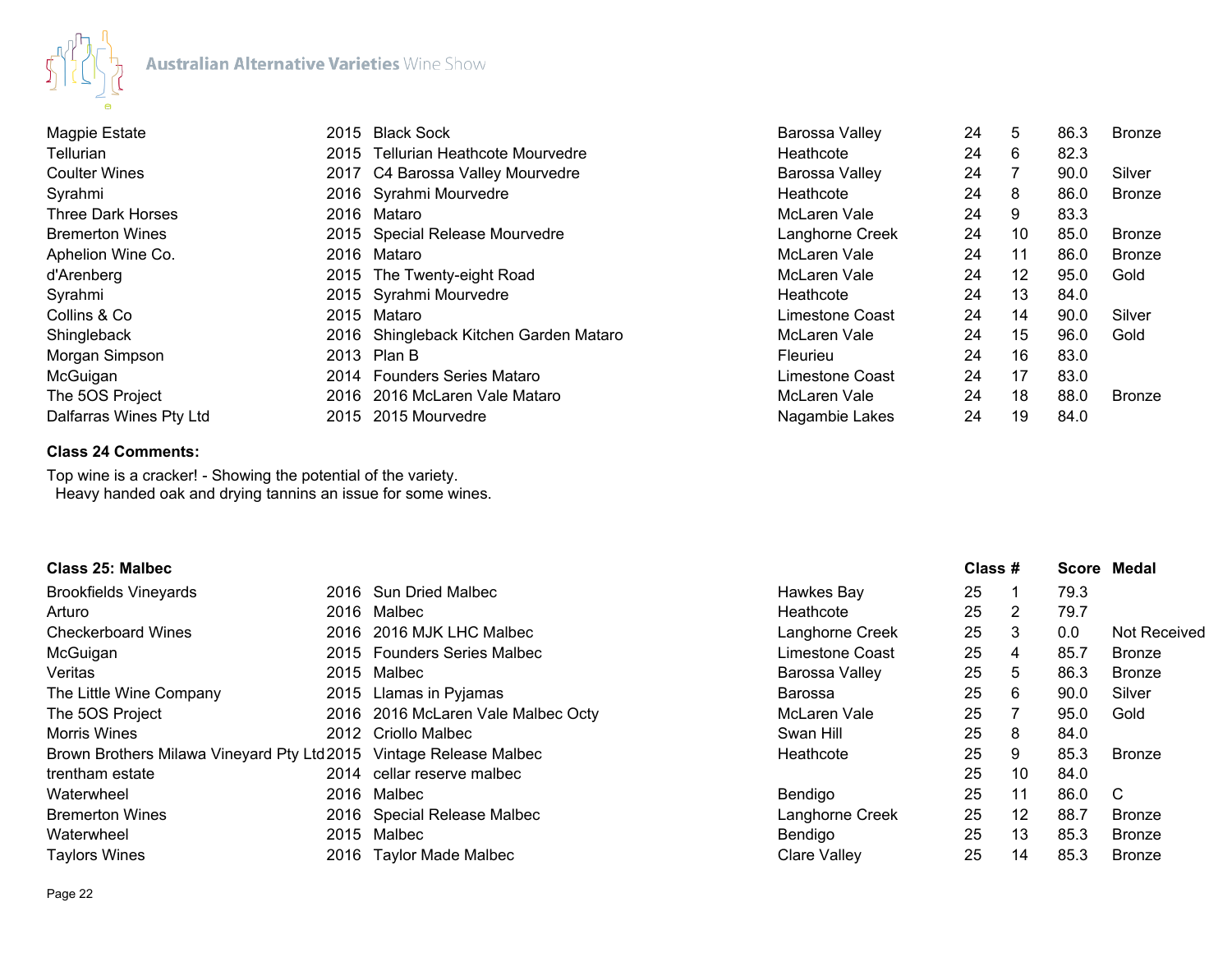| | | | | | | | |
|---|---|---|---|---|---|---|---|
| Magpie Estate | 2015 | Black Sock | Barossa Valley | 24 | 5 | 86.3 | Bronze |
| Tellurian | 2015 | Tellurian Heathcote Mourvedre | Heathcote | 24 | 6 | 82.3 | |
| Coulter Wines | 2017 | C4 Barossa Valley Mourvedre | Barossa Valley | 24 | 7 | 90.0 | Silver |
| Syrahmi | 2016 | Syrahmi Mourvedre | Heathcote | 24 | 8 | 86.0 | Bronze |
| Three Dark Horses | 2016 | Mataro | McLaren Vale | 24 | 9 | 83.3 | |
| Bremerton Wines | 2015 | Special Release Mourvedre | Langhorne Creek | 24 | 10 | 85.0 | Bronze |
| Aphelion Wine Co. | 2016 | Mataro | McLaren Vale | 24 | 11 | 86.0 | Bronze |
| d'Arenberg | 2015 | The Twenty-eight Road | McLaren Vale | 24 | 12 | 95.0 | Gold |
| Syrahmi | 2015 | Syrahmi Mourvedre | Heathcote | 24 | 13 | 84.0 | |
| Collins & Co | 2015 | Mataro | Limestone Coast | 24 | 14 | 90.0 | Silver |
| Shingleback | 2016 | Shingleback Kitchen Garden Mataro | McLaren Vale | 24 | 15 | 96.0 | Gold |
| Morgan Simpson | 2013 | Plan B | Fleurieu | 24 | 16 | 83.0 | |
| McGuigan | 2014 | Founders Series Mataro | Limestone Coast | 24 | 17 | 83.0 | |
| The 5OS Project | 2016 | 2016 McLaren Vale Mataro | McLaren Vale | 24 | 18 | 88.0 | Bronze |
| Dalfarras Wines Pty Ltd | 2015 | 2015 Mourvedre | Nagambie Lakes | 24 | 19 | 84.0 | |

**Class 24 Comments:**

Top wine is a cracker! - Showing the potential of the variety.
Heavy handed oak and drying tannins an issue for some wines.

### Class 25: Malbec

| | | | | Class # | | Score | Medal |
|---|---|---|---|---|---|---|---|
| Brookfields Vineyards | 2016 | Sun Dried Malbec | Hawkes Bay | 25 | 1 | 79.3 | |
| Arturo | 2016 | Malbec | Heathcote | 25 | 2 | 79.7 | |
| Checkerboard Wines | 2016 | 2016 MJK LHC Malbec | Langhorne Creek | 25 | 3 | 0.0 | Not Received |
| McGuigan | 2015 | Founders Series Malbec | Limestone Coast | 25 | 4 | 85.7 | Bronze |
| Veritas | 2015 | Malbec | Barossa Valley | 25 | 5 | 86.3 | Bronze |
| The Little Wine Company | 2015 | Llamas in Pyjamas | Barossa | 25 | 6 | 90.0 | Silver |
| The 5OS Project | 2016 | 2016 McLaren Vale Malbec Octy | McLaren Vale | 25 | 7 | 95.0 | Gold |
| Morris Wines | 2012 | Criollo Malbec | Swan Hill | 25 | 8 | 84.0 | |
| Brown Brothers Milawa Vineyard Pty Ltd | 2015 | Vintage Release Malbec | Heathcote | 25 | 9 | 85.3 | Bronze |
| trentham estate | 2014 | cellar reserve malbec | | 25 | 10 | 84.0 | |
| Waterwheel | 2016 | Malbec | Bendigo | 25 | 11 | 86.0 | C |
| Bremerton Wines | 2016 | Special Release Malbec | Langhorne Creek | 25 | 12 | 88.7 | Bronze |
| Waterwheel | 2015 | Malbec | Bendigo | 25 | 13 | 85.3 | Bronze |
| Taylors Wines | 2016 | Taylor Made Malbec | Clare Valley | 25 | 14 | 85.3 | Bronze |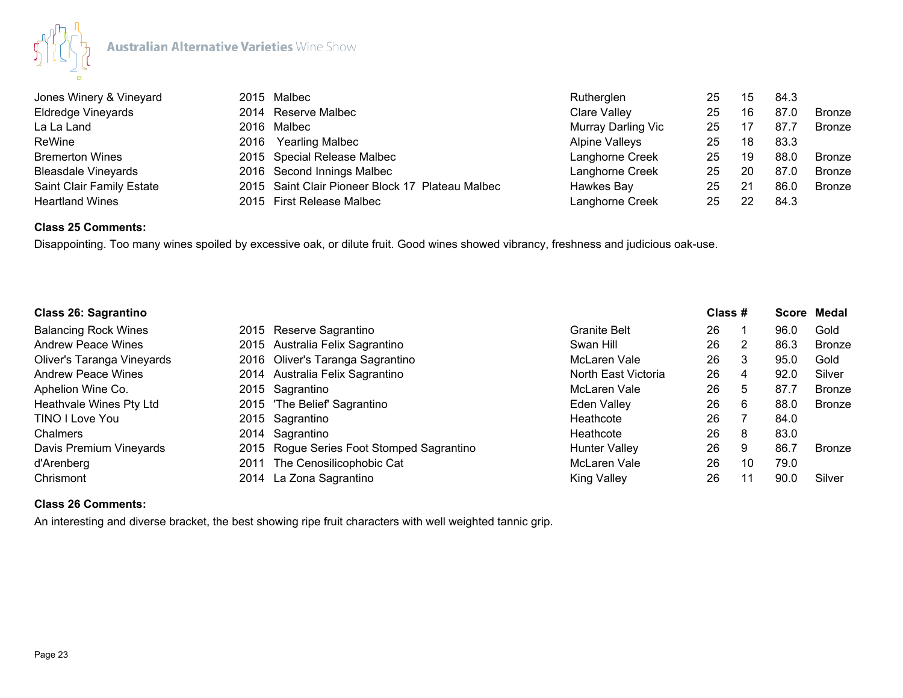| | | | | | | | |
|---|---|---|---|---|---|---|---|
| Jones Winery & Vineyard | 2015 | Malbec | Rutherglen | 25 | 15 | 84.3 | |
| Eldredge Vineyards | 2014 | Reserve Malbec | Clare Valley | 25 | 16 | 87.0 | Bronze |
| La La Land | 2016 | Malbec | Murray Darling Vic | 25 | 17 | 87.7 | Bronze |
| ReWine | 2016 | Yearling Malbec | Alpine Valleys | 25 | 18 | 83.3 | |
| Bremerton Wines | 2015 | Special Release Malbec | Langhorne Creek | 25 | 19 | 88.0 | Bronze |
| Bleasdale Vineyards | 2016 | Second Innings Malbec | Langhorne Creek | 25 | 20 | 87.0 | Bronze |
| Saint Clair Family Estate | 2015 | Saint Clair Pioneer Block 17 Plateau Malbec | Hawkes Bay | 25 | 21 | 86.0 | Bronze |
| Heartland Wines | 2015 | First Release Malbec | Langhorne Creek | 25 | 22 | 84.3 | |

**Class 25 Comments:**

Disappointing. Too many wines spoiled by excessive oak, or dilute fruit. Good wines showed vibrancy, freshness and judicious oak-use.

| **Class 26: Sagrantino** | | | | **Class** | **#** | **Score** | **Medal** |
|---|---|---|---|---|---|---|---|
| Balancing Rock Wines | 2015 | Reserve Sagrantino | Granite Belt | 26 | 1 | 96.0 | Gold |
| Andrew Peace Wines | 2015 | Australia Felix Sagrantino | Swan Hill | 26 | 2 | 86.3 | Bronze |
| Oliver's Taranga Vineyards | 2016 | Oliver's Taranga Sagrantino | McLaren Vale | 26 | 3 | 95.0 | Gold |
| Andrew Peace Wines | 2014 | Australia Felix Sagrantino | North East Victoria | 26 | 4 | 92.0 | Silver |
| Aphelion Wine Co. | 2015 | Sagrantino | McLaren Vale | 26 | 5 | 87.7 | Bronze |
| Heathvale Wines Pty Ltd | 2015 | 'The Belief' Sagrantino | Eden Valley | 26 | 6 | 88.0 | Bronze |
| TINO I Love You | 2015 | Sagrantino | Heathcote | 26 | 7 | 84.0 | |
| Chalmers | 2014 | Sagrantino | Heathcote | 26 | 8 | 83.0 | |
| Davis Premium Vineyards | 2015 | Rogue Series Foot Stomped Sagrantino | Hunter Valley | 26 | 9 | 86.7 | Bronze |
| d'Arenberg | 2011 | The Cenosilicophobic Cat | McLaren Vale | 26 | 10 | 79.0 | |
| Chrismont | 2014 | La Zona Sagrantino | King Valley | 26 | 11 | 90.0 | Silver |

**Class 26 Comments:**

An interesting and diverse bracket, the best showing ripe fruit characters with well weighted tannic grip.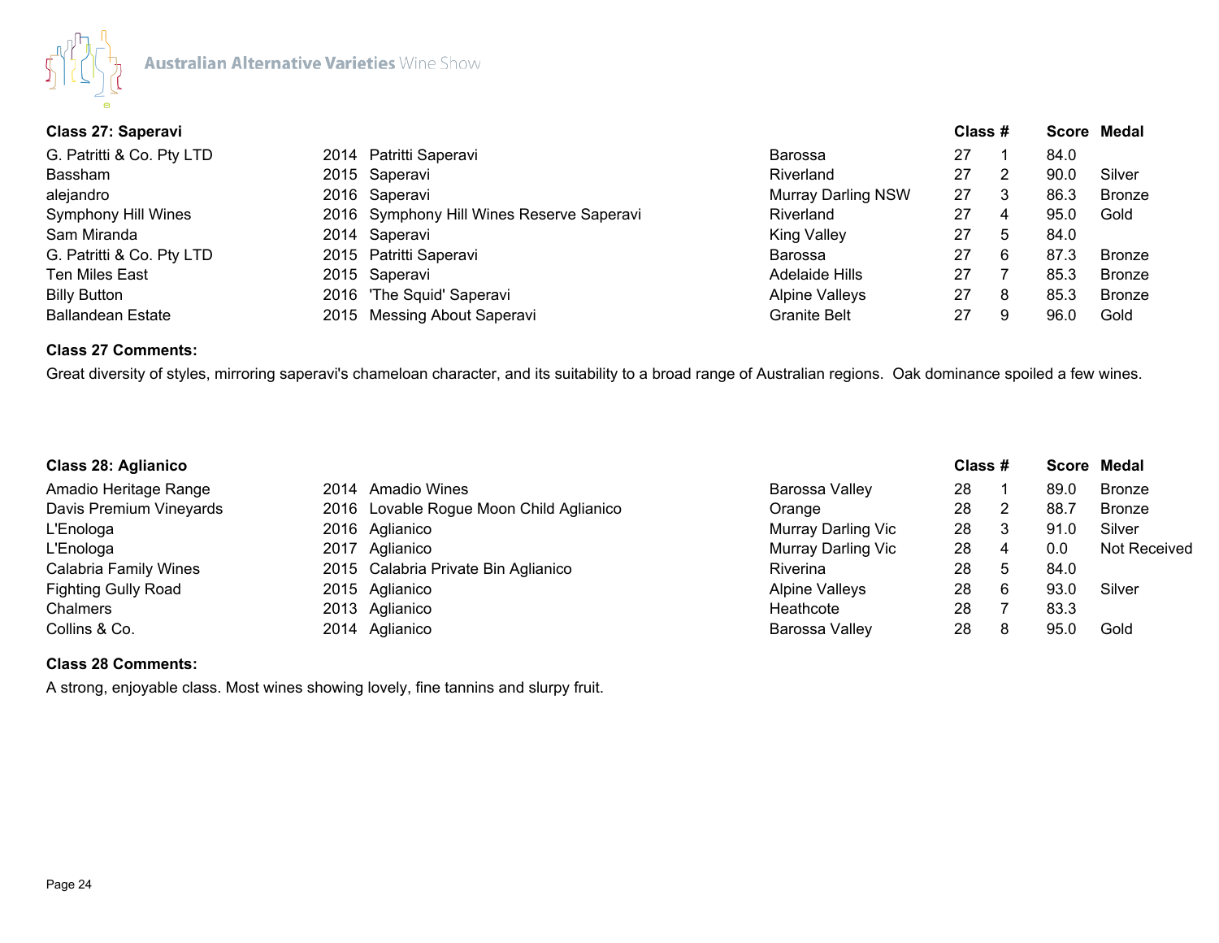## Class 27: Saperavi

| Exhibitor | Year | Wine | Region | Class | # | Score | Medal |
|---|---|---|---|---|---|---|---|
| G. Patritti & Co. Pty LTD | 2014 | Patritti Saperavi | Barossa | 27 | 1 | 84.0 | |
| Bassham | 2015 | Saperavi | Riverland | 27 | 2 | 90.0 | Silver |
| alejandro | 2016 | Saperavi | Murray Darling NSW | 27 | 3 | 86.3 | Bronze |
| Symphony Hill Wines | 2016 | Symphony Hill Wines Reserve Saperavi | Riverland | 27 | 4 | 95.0 | Gold |
| Sam Miranda | 2014 | Saperavi | King Valley | 27 | 5 | 84.0 | |
| G. Patritti & Co. Pty LTD | 2015 | Patritti Saperavi | Barossa | 27 | 6 | 87.3 | Bronze |
| Ten Miles East | 2015 | Saperavi | Adelaide Hills | 27 | 7 | 85.3 | Bronze |
| Billy Button | 2016 | 'The Squid' Saperavi | Alpine Valleys | 27 | 8 | 85.3 | Bronze |
| Ballandean Estate | 2015 | Messing About Saperavi | Granite Belt | 27 | 9 | 96.0 | Gold |

**Class 27 Comments:**

Great diversity of styles, mirroring saperavi's chameloan character, and its suitability to a broad range of Australian regions. Oak dominance spoiled a few wines.

## Class 28: Aglianico

| Exhibitor | Year | Wine | Region | Class | # | Score | Medal |
|---|---|---|---|---|---|---|---|
| Amadio Heritage Range | 2014 | Amadio Wines | Barossa Valley | 28 | 1 | 89.0 | Bronze |
| Davis Premium Vineyards | 2016 | Lovable Rogue Moon Child Aglianico | Orange | 28 | 2 | 88.7 | Bronze |
| L'Enologa | 2016 | Aglianico | Murray Darling Vic | 28 | 3 | 91.0 | Silver |
| L'Enologa | 2017 | Aglianico | Murray Darling Vic | 28 | 4 | 0.0 | Not Received |
| Calabria Family Wines | 2015 | Calabria Private Bin Aglianico | Riverina | 28 | 5 | 84.0 | |
| Fighting Gully Road | 2015 | Aglianico | Alpine Valleys | 28 | 6 | 93.0 | Silver |
| Chalmers | 2013 | Aglianico | Heathcote | 28 | 7 | 83.3 | |
| Collins & Co. | 2014 | Aglianico | Barossa Valley | 28 | 8 | 95.0 | Gold |

**Class 28 Comments:**

A strong, enjoyable class. Most wines showing lovely, fine tannins and slurpy fruit.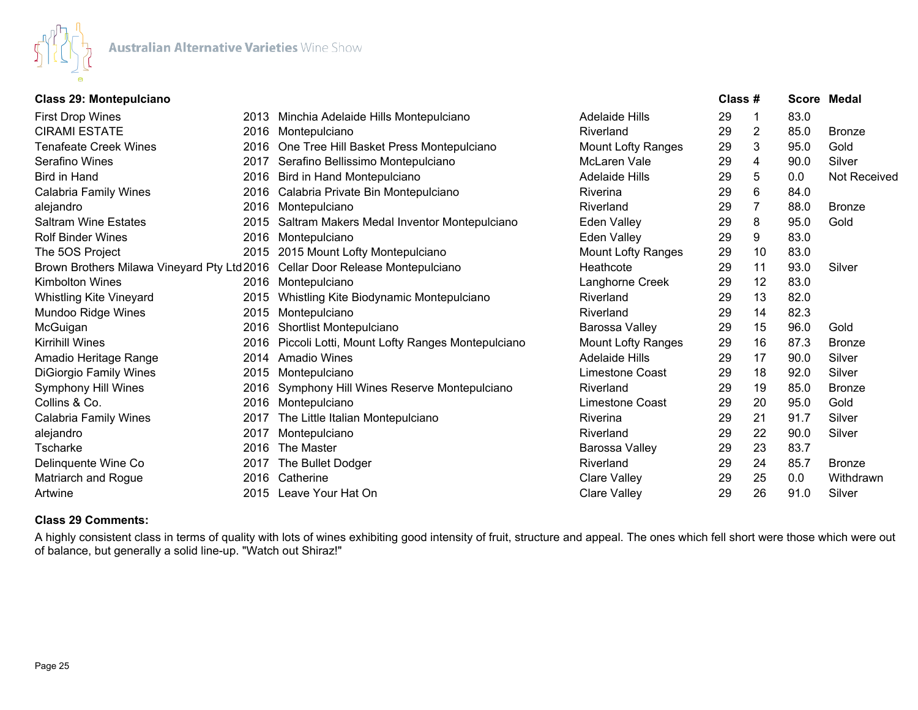Australian Alternative Varieties Wine Show

### Class 29: Montepulciano

| Exhibitor | Vintage | Wine | Region | Class | # | Score | Medal |
|---|---|---|---|---|---|---|---|
| First Drop Wines | 2013 | Minchia Adelaide Hills Montepulciano | Adelaide Hills | 29 | 1 | 83.0 | |
| CIRAMI ESTATE | 2016 | Montepulciano | Riverland | 29 | 2 | 85.0 | Bronze |
| Tenafeate Creek Wines | 2016 | One Tree Hill Basket Press Montepulciano | Mount Lofty Ranges | 29 | 3 | 95.0 | Gold |
| Serafino Wines | 2017 | Serafino Bellissimo Montepulciano | McLaren Vale | 29 | 4 | 90.0 | Silver |
| Bird in Hand | 2016 | Bird in Hand Montepulciano | Adelaide Hills | 29 | 5 | 0.0 | Not Received |
| Calabria Family Wines | 2016 | Calabria Private Bin Montepulciano | Riverina | 29 | 6 | 84.0 | |
| alejandro | 2016 | Montepulciano | Riverland | 29 | 7 | 88.0 | Bronze |
| Saltram Wine Estates | 2015 | Saltram Makers Medal Inventor Montepulciano | Eden Valley | 29 | 8 | 95.0 | Gold |
| Rolf Binder Wines | 2016 | Montepulciano | Eden Valley | 29 | 9 | 83.0 | |
| The 5OS Project | 2015 | 2015 Mount Lofty Montepulciano | Mount Lofty Ranges | 29 | 10 | 83.0 | |
| Brown Brothers Milawa Vineyard Pty Ltd | 2016 | Cellar Door Release Montepulciano | Heathcote | 29 | 11 | 93.0 | Silver |
| Kimbolton Wines | 2016 | Montepulciano | Langhorne Creek | 29 | 12 | 83.0 | |
| Whistling Kite Vineyard | 2015 | Whistling Kite Biodynamic Montepulciano | Riverland | 29 | 13 | 82.0 | |
| Mundoo Ridge Wines | 2015 | Montepulciano | Riverland | 29 | 14 | 82.3 | |
| McGuigan | 2016 | Shortlist Montepulciano | Barossa Valley | 29 | 15 | 96.0 | Gold |
| Kirrihill Wines | 2016 | Piccoli Lotti, Mount Lofty Ranges Montepulciano | Mount Lofty Ranges | 29 | 16 | 87.3 | Bronze |
| Amadio Heritage Range | 2014 | Amadio Wines | Adelaide Hills | 29 | 17 | 90.0 | Silver |
| DiGiorgio Family Wines | 2015 | Montepulciano | Limestone Coast | 29 | 18 | 92.0 | Silver |
| Symphony Hill Wines | 2016 | Symphony Hill Wines Reserve Montepulciano | Riverland | 29 | 19 | 85.0 | Bronze |
| Collins & Co. | 2016 | Montepulciano | Limestone Coast | 29 | 20 | 95.0 | Gold |
| Calabria Family Wines | 2017 | The Little Italian Montepulciano | Riverina | 29 | 21 | 91.7 | Silver |
| alejandro | 2017 | Montepulciano | Riverland | 29 | 22 | 90.0 | Silver |
| Tscharke | 2016 | The Master | Barossa Valley | 29 | 23 | 83.7 | |
| Delinquente Wine Co | 2017 | The Bullet Dodger | Riverland | 29 | 24 | 85.7 | Bronze |
| Matriarch and Rogue | 2016 | Catherine | Clare Valley | 29 | 25 | 0.0 | Withdrawn |
| Artwine | 2015 | Leave Your Hat On | Clare Valley | 29 | 26 | 91.0 | Silver |

**Class 29 Comments:**

A highly consistent class in terms of quality with lots of wines exhibiting good intensity of fruit, structure and appeal. The ones which fell short were those which were out of balance, but generally a solid line-up. "Watch out Shiraz!"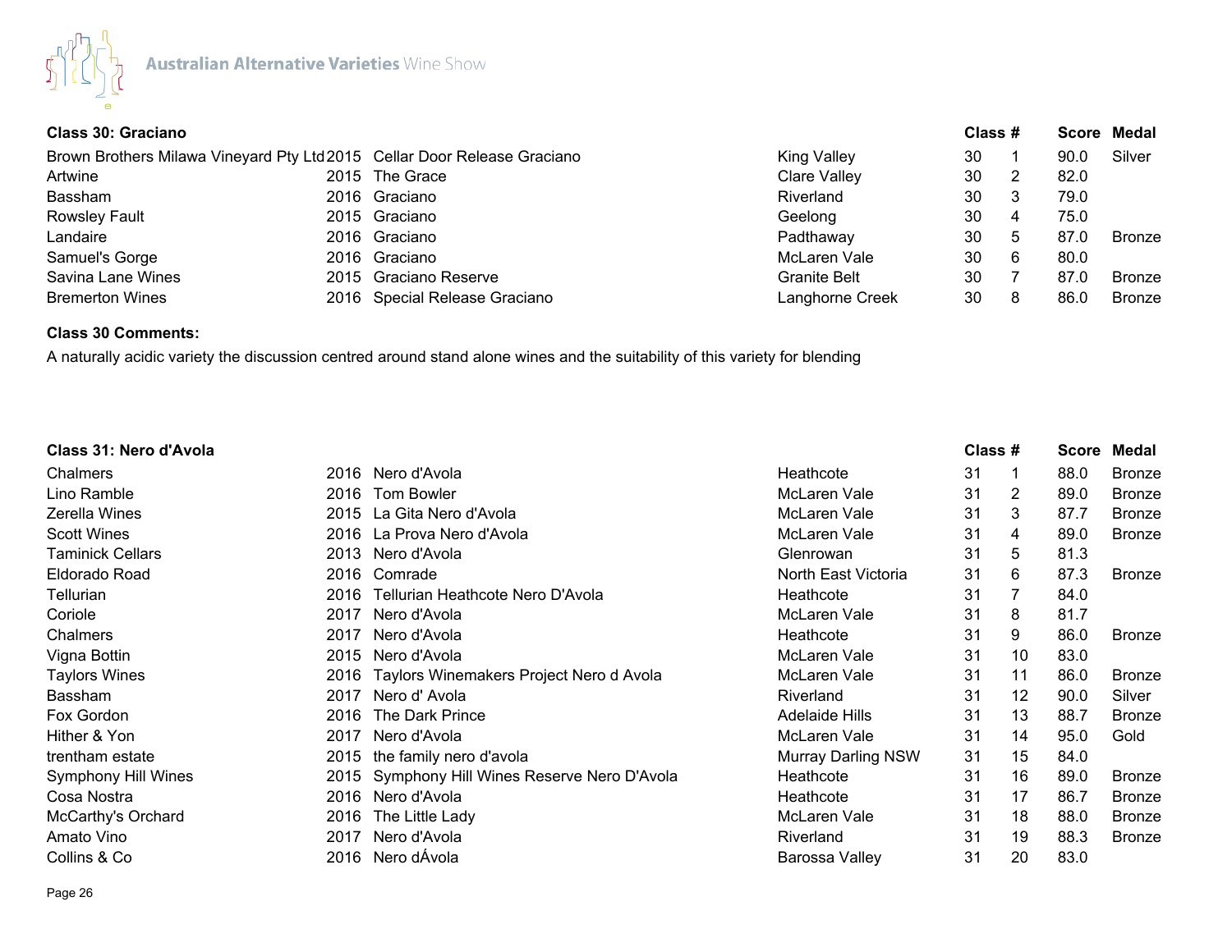### Class 30: Graciano

| Exhibitor | Vintage | Wine | Region | Class | # | Score | Medal |
|---|---|---|---|---|---|---|---|
| Brown Brothers Milawa Vineyard Pty Ltd | 2015 | Cellar Door Release Graciano | King Valley | 30 | 1 | 90.0 | Silver |
| Artwine | 2015 | The Grace | Clare Valley | 30 | 2 | 82.0 | |
| Bassham | 2016 | Graciano | Riverland | 30 | 3 | 79.0 | |
| Rowsley Fault | 2015 | Graciano | Geelong | 30 | 4 | 75.0 | |
| Landaire | 2016 | Graciano | Padthaway | 30 | 5 | 87.0 | Bronze |
| Samuel's Gorge | 2016 | Graciano | McLaren Vale | 30 | 6 | 80.0 | |
| Savina Lane Wines | 2015 | Graciano Reserve | Granite Belt | 30 | 7 | 87.0 | Bronze |
| Bremerton Wines | 2016 | Special Release Graciano | Langhorne Creek | 30 | 8 | 86.0 | Bronze |

**Class 30 Comments:**

A naturally acidic variety the discussion centred around stand alone wines and the suitability of this variety for blending

### Class 31: Nero d'Avola

| Exhibitor | Vintage | Wine | Region | Class | # | Score | Medal |
|---|---|---|---|---|---|---|---|
| Chalmers | 2016 | Nero d'Avola | Heathcote | 31 | 1 | 88.0 | Bronze |
| Lino Ramble | 2016 | Tom Bowler | McLaren Vale | 31 | 2 | 89.0 | Bronze |
| Zerella Wines | 2015 | La Gita Nero d'Avola | McLaren Vale | 31 | 3 | 87.7 | Bronze |
| Scott Wines | 2016 | La Prova Nero d'Avola | McLaren Vale | 31 | 4 | 89.0 | Bronze |
| Taminick Cellars | 2013 | Nero d'Avola | Glenrowan | 31 | 5 | 81.3 | |
| Eldorado Road | 2016 | Comrade | North East Victoria | 31 | 6 | 87.3 | Bronze |
| Tellurian | 2016 | Tellurian Heathcote Nero D'Avola | Heathcote | 31 | 7 | 84.0 | |
| Coriole | 2017 | Nero d'Avola | McLaren Vale | 31 | 8 | 81.7 | |
| Chalmers | 2017 | Nero d'Avola | Heathcote | 31 | 9 | 86.0 | Bronze |
| Vigna Bottin | 2015 | Nero d'Avola | McLaren Vale | 31 | 10 | 83.0 | |
| Taylors Wines | 2016 | Taylors Winemakers Project Nero d Avola | McLaren Vale | 31 | 11 | 86.0 | Bronze |
| Bassham | 2017 | Nero d' Avola | Riverland | 31 | 12 | 90.0 | Silver |
| Fox Gordon | 2016 | The Dark Prince | Adelaide Hills | 31 | 13 | 88.7 | Bronze |
| Hither & Yon | 2017 | Nero d'Avola | McLaren Vale | 31 | 14 | 95.0 | Gold |
| trentham estate | 2015 | the family nero d'avola | Murray Darling NSW | 31 | 15 | 84.0 | |
| Symphony Hill Wines | 2015 | Symphony Hill Wines Reserve Nero D'Avola | Heathcote | 31 | 16 | 89.0 | Bronze |
| Cosa Nostra | 2016 | Nero d'Avola | Heathcote | 31 | 17 | 86.7 | Bronze |
| McCarthy's Orchard | 2016 | The Little Lady | McLaren Vale | 31 | 18 | 88.0 | Bronze |
| Amato Vino | 2017 | Nero d'Avola | Riverland | 31 | 19 | 88.3 | Bronze |
| Collins & Co | 2016 | Nero dÁvola | Barossa Valley | 31 | 20 | 83.0 | |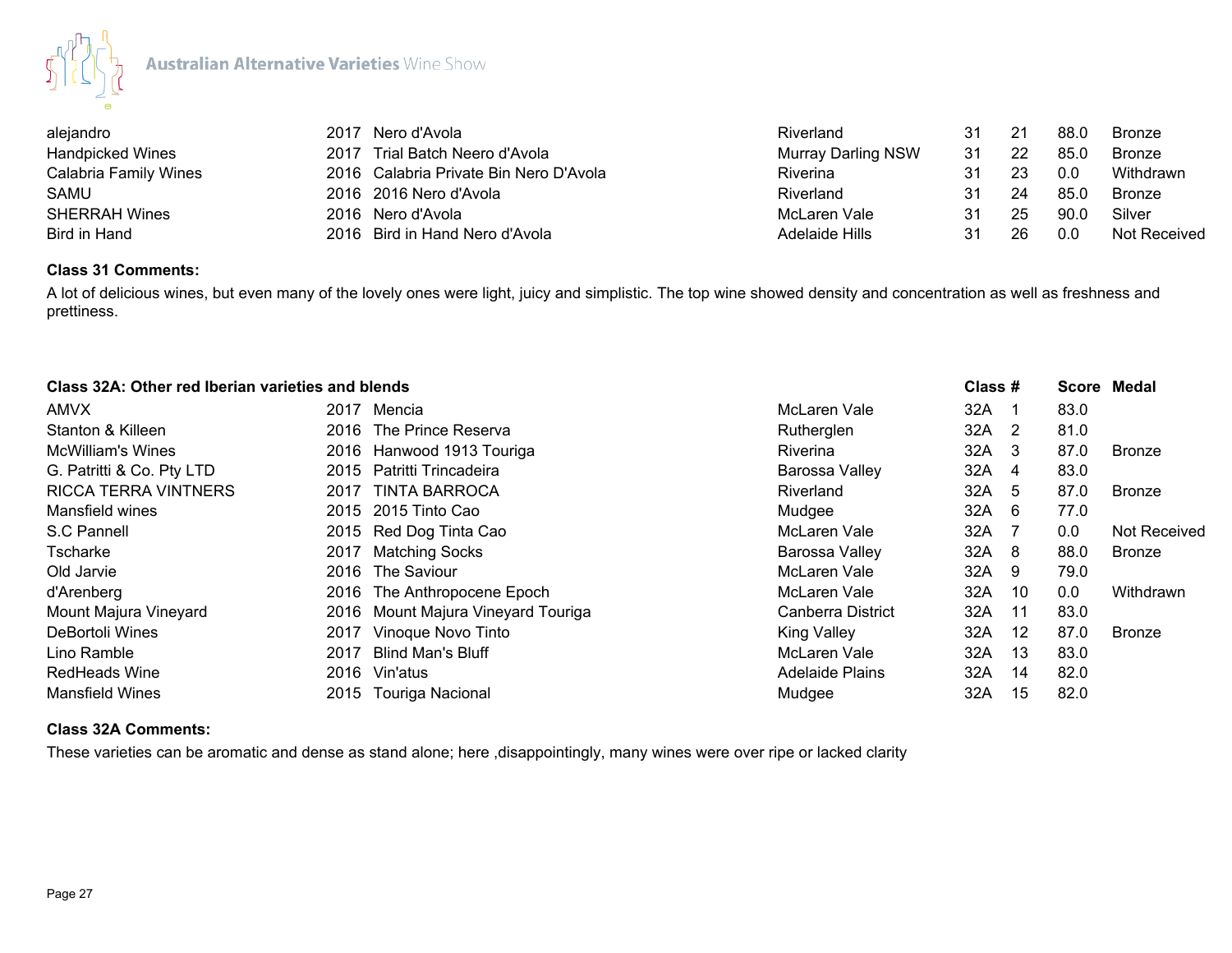| | | | | | | | |
|---|---|---|---|---|---|---|---|
| alejandro | 2017 | Nero d'Avola | Riverland | 31 | 21 | 88.0 | Bronze |
| Handpicked Wines | 2017 | Trial Batch Neero d'Avola | Murray Darling NSW | 31 | 22 | 85.0 | Bronze |
| Calabria Family Wines | 2016 | Calabria Private Bin Nero D'Avola | Riverina | 31 | 23 | 0.0 | Withdrawn |
| SAMU | 2016 | 2016 Nero d'Avola | Riverland | 31 | 24 | 85.0 | Bronze |
| SHERRAH Wines | 2016 | Nero d'Avola | McLaren Vale | 31 | 25 | 90.0 | Silver |
| Bird in Hand | 2016 | Bird in Hand Nero d'Avola | Adelaide Hills | 31 | 26 | 0.0 | Not Received |

**Class 31 Comments:**

A lot of delicious wines, but even many of the lovely ones were light, juicy and simplistic. The top wine showed density and concentration as well as freshness and prettiness.

| **Class 32A: Other red Iberian varieties and blends** | | | | **Class** | **#** | **Score** | **Medal** |
|---|---|---|---|---|---|---|---|
| AMVX | 2017 | Mencia | McLaren Vale | 32A | 1 | 83.0 | |
| Stanton & Killeen | 2016 | The Prince Reserva | Rutherglen | 32A | 2 | 81.0 | |
| McWilliam's Wines | 2016 | Hanwood 1913 Touriga | Riverina | 32A | 3 | 87.0 | Bronze |
| G. Patritti & Co. Pty LTD | 2015 | Patritti Trincadeira | Barossa Valley | 32A | 4 | 83.0 | |
| RICCA TERRA VINTNERS | 2017 | TINTA BARROCA | Riverland | 32A | 5 | 87.0 | Bronze |
| Mansfield wines | 2015 | 2015 Tinto Cao | Mudgee | 32A | 6 | 77.0 | |
| S.C Pannell | 2015 | Red Dog Tinta Cao | McLaren Vale | 32A | 7 | 0.0 | Not Received |
| Tscharke | 2017 | Matching Socks | Barossa Valley | 32A | 8 | 88.0 | Bronze |
| Old Jarvie | 2016 | The Saviour | McLaren Vale | 32A | 9 | 79.0 | |
| d'Arenberg | 2016 | The Anthropocene Epoch | McLaren Vale | 32A | 10 | 0.0 | Withdrawn |
| Mount Majura Vineyard | 2016 | Mount Majura Vineyard Touriga | Canberra District | 32A | 11 | 83.0 | |
| DeBortoli Wines | 2017 | Vinoque Novo Tinto | King Valley | 32A | 12 | 87.0 | Bronze |
| Lino Ramble | 2017 | Blind Man's Bluff | McLaren Vale | 32A | 13 | 83.0 | |
| RedHeads Wine | 2016 | Vin'atus | Adelaide Plains | 32A | 14 | 82.0 | |
| Mansfield Wines | 2015 | Touriga Nacional | Mudgee | 32A | 15 | 82.0 | |

**Class 32A Comments:**

These varieties can be aromatic and dense as stand alone; here ,disappointingly, many wines were over ripe or lacked clarity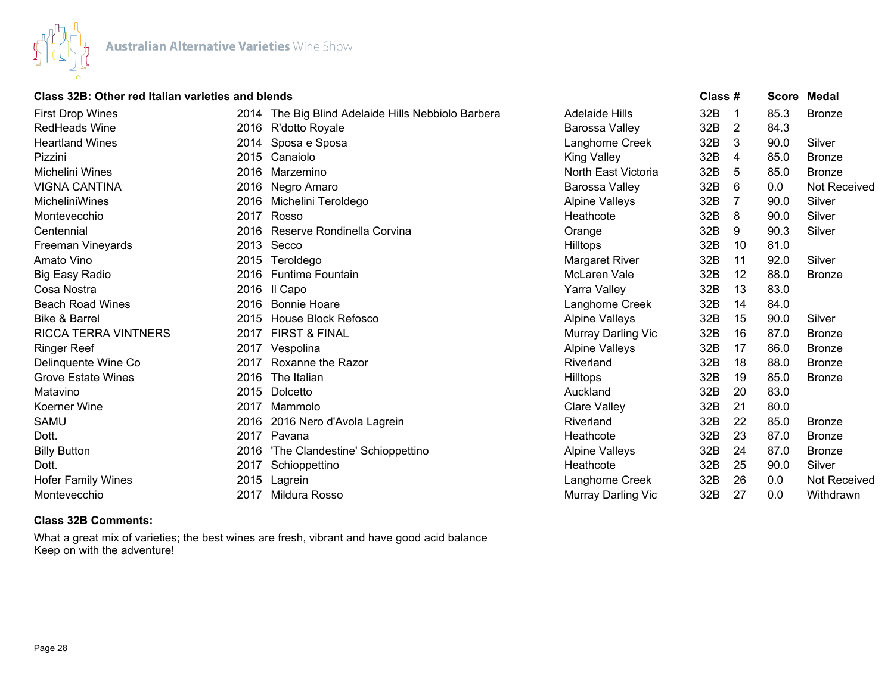## Class 32B: Other red Italian varieties and blends

| Exhibitor | Vintage | Wine | Region | Class | # | Score | Medal |
|---|---|---|---|---|---|---|---|
| First Drop Wines | 2014 | The Big Blind Adelaide Hills Nebbiolo Barbera | Adelaide Hills | 32B | 1 | 85.3 | Bronze |
| RedHeads Wine | 2016 | R'dotto Royale | Barossa Valley | 32B | 2 | 84.3 | |
| Heartland Wines | 2014 | Sposa e Sposa | Langhorne Creek | 32B | 3 | 90.0 | Silver |
| Pizzini | 2015 | Canaiolo | King Valley | 32B | 4 | 85.0 | Bronze |
| Michelini Wines | 2016 | Marzemino | North East Victoria | 32B | 5 | 85.0 | Bronze |
| VIGNA CANTINA | 2016 | Negro Amaro | Barossa Valley | 32B | 6 | 0.0 | Not Received |
| MicheliniWines | 2016 | Michelini Teroldego | Alpine Valleys | 32B | 7 | 90.0 | Silver |
| Montevecchio | 2017 | Rosso | Heathcote | 32B | 8 | 90.0 | Silver |
| Centennial | 2016 | Reserve Rondinella Corvina | Orange | 32B | 9 | 90.3 | Silver |
| Freeman Vineyards | 2013 | Secco | Hilltops | 32B | 10 | 81.0 | |
| Amato Vino | 2015 | Teroldego | Margaret River | 32B | 11 | 92.0 | Silver |
| Big Easy Radio | 2016 | Funtime Fountain | McLaren Vale | 32B | 12 | 88.0 | Bronze |
| Cosa Nostra | 2016 | Il Capo | Yarra Valley | 32B | 13 | 83.0 | |
| Beach Road Wines | 2016 | Bonnie Hoare | Langhorne Creek | 32B | 14 | 84.0 | |
| Bike & Barrel | 2015 | House Block Refosco | Alpine Valleys | 32B | 15 | 90.0 | Silver |
| RICCA TERRA VINTNERS | 2017 | FIRST & FINAL | Murray Darling Vic | 32B | 16 | 87.0 | Bronze |
| Ringer Reef | 2017 | Vespolina | Alpine Valleys | 32B | 17 | 86.0 | Bronze |
| Delinquente Wine Co | 2017 | Roxanne the Razor | Riverland | 32B | 18 | 88.0 | Bronze |
| Grove Estate Wines | 2016 | The Italian | Hilltops | 32B | 19 | 85.0 | Bronze |
| Matavino | 2015 | Dolcetto | Auckland | 32B | 20 | 83.0 | |
| Koerner Wine | 2017 | Mammolo | Clare Valley | 32B | 21 | 80.0 | |
| SAMU | 2016 | 2016 Nero d'Avola Lagrein | Riverland | 32B | 22 | 85.0 | Bronze |
| Dott. | 2017 | Pavana | Heathcote | 32B | 23 | 87.0 | Bronze |
| Billy Button | 2016 | 'The Clandestine' Schioppettino | Alpine Valleys | 32B | 24 | 87.0 | Bronze |
| Dott. | 2017 | Schioppettino | Heathcote | 32B | 25 | 90.0 | Silver |
| Hofer Family Wines | 2015 | Lagrein | Langhorne Creek | 32B | 26 | 0.0 | Not Received |
| Montevecchio | 2017 | Mildura Rosso | Murray Darling Vic | 32B | 27 | 0.0 | Withdrawn |

**Class 32B Comments:**

What a great mix of varieties; the best wines are fresh, vibrant and have good acid balance
Keep on with the adventure!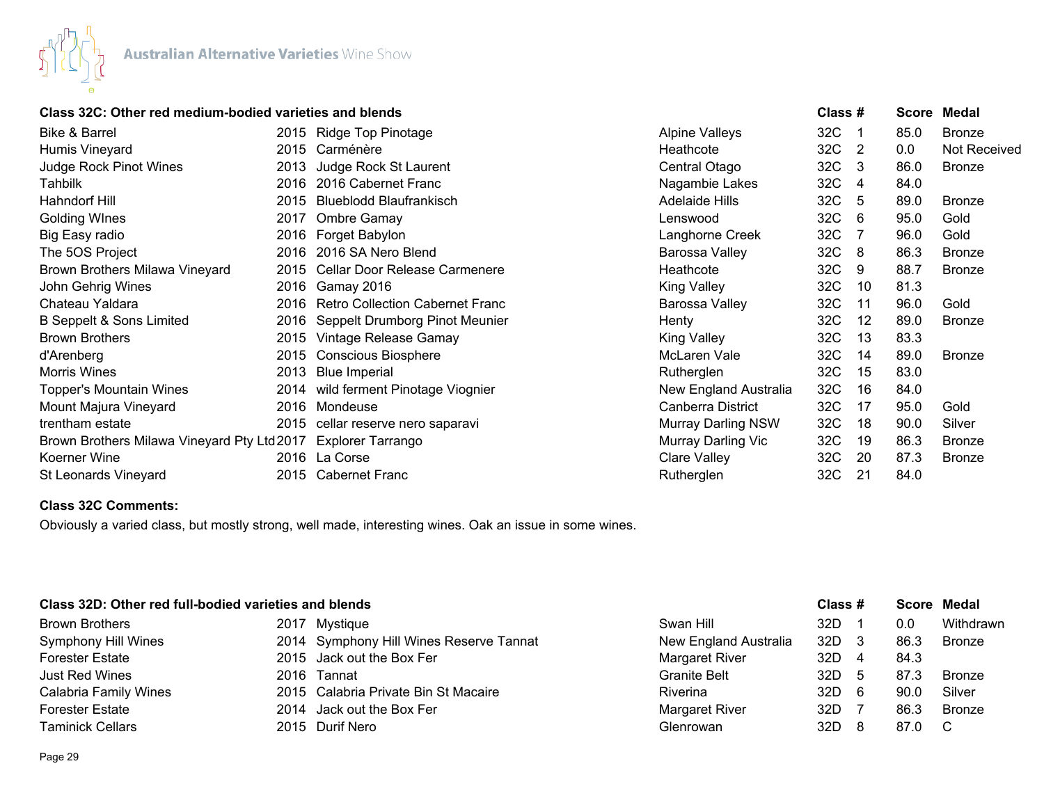Australian Alternative Varieties Wine Show

### Class 32C: Other red medium-bodied varieties and blends

| Exhibitor | Year | Wine | Region | Class | # | Score | Medal |
|---|---|---|---|---|---|---|---|
| Bike & Barrel | 2015 | Ridge Top Pinotage | Alpine Valleys | 32C | 1 | 85.0 | Bronze |
| Humis Vineyard | 2015 | Carménère | Heathcote | 32C | 2 | 0.0 | Not Received |
| Judge Rock Pinot Wines | 2013 | Judge Rock St Laurent | Central Otago | 32C | 3 | 86.0 | Bronze |
| Tahbilk | 2016 | 2016 Cabernet Franc | Nagambie Lakes | 32C | 4 | 84.0 | |
| Hahndorf Hill | 2015 | Blueblodd Blaufrankisch | Adelaide Hills | 32C | 5 | 89.0 | Bronze |
| Golding WInes | 2017 | Ombre Gamay | Lenswood | 32C | 6 | 95.0 | Gold |
| Big Easy radio | 2016 | Forget Babylon | Langhorne Creek | 32C | 7 | 96.0 | Gold |
| The 5OS Project | 2016 | 2016 SA Nero Blend | Barossa Valley | 32C | 8 | 86.3 | Bronze |
| Brown Brothers Milawa Vineyard | 2015 | Cellar Door Release Carmenere | Heathcote | 32C | 9 | 88.7 | Bronze |
| John Gehrig Wines | 2016 | Gamay 2016 | King Valley | 32C | 10 | 81.3 | |
| Chateau Yaldara | 2016 | Retro Collection Cabernet Franc | Barossa Valley | 32C | 11 | 96.0 | Gold |
| B Seppelt & Sons Limited | 2016 | Seppelt Drumborg Pinot Meunier | Henty | 32C | 12 | 89.0 | Bronze |
| Brown Brothers | 2015 | Vintage Release Gamay | King Valley | 32C | 13 | 83.3 | |
| d'Arenberg | 2015 | Conscious Biosphere | McLaren Vale | 32C | 14 | 89.0 | Bronze |
| Morris Wines | 2013 | Blue Imperial | Rutherglen | 32C | 15 | 83.0 | |
| Topper's Mountain Wines | 2014 | wild ferment Pinotage Viognier | New England Australia | 32C | 16 | 84.0 | |
| Mount Majura Vineyard | 2016 | Mondeuse | Canberra District | 32C | 17 | 95.0 | Gold |
| trentham estate | 2015 | cellar reserve nero saparavi | Murray Darling NSW | 32C | 18 | 90.0 | Silver |
| Brown Brothers Milawa Vineyard Pty Ltd | 2017 | Explorer Tarrango | Murray Darling Vic | 32C | 19 | 86.3 | Bronze |
| Koerner Wine | 2016 | La Corse | Clare Valley | 32C | 20 | 87.3 | Bronze |
| St Leonards Vineyard | 2015 | Cabernet Franc | Rutherglen | 32C | 21 | 84.0 | |

**Class 32C Comments:**

Obviously a varied class, but mostly strong, well made, interesting wines. Oak an issue in some wines.

### Class 32D: Other red full-bodied varieties and blends

| Exhibitor | Year | Wine | Region | Class | # | Score | Medal |
|---|---|---|---|---|---|---|---|
| Brown Brothers | 2017 | Mystique | Swan Hill | 32D | 1 | 0.0 | Withdrawn |
| Symphony Hill Wines | 2014 | Symphony Hill Wines Reserve Tannat | New England Australia | 32D | 3 | 86.3 | Bronze |
| Forester Estate | 2015 | Jack out the Box Fer | Margaret River | 32D | 4 | 84.3 | |
| Just Red Wines | 2016 | Tannat | Granite Belt | 32D | 5 | 87.3 | Bronze |
| Calabria Family Wines | 2015 | Calabria Private Bin St Macaire | Riverina | 32D | 6 | 90.0 | Silver |
| Forester Estate | 2014 | Jack out the Box Fer | Margaret River | 32D | 7 | 86.3 | Bronze |
| Taminick Cellars | 2015 | Durif Nero | Glenrowan | 32D | 8 | 87.0 | C |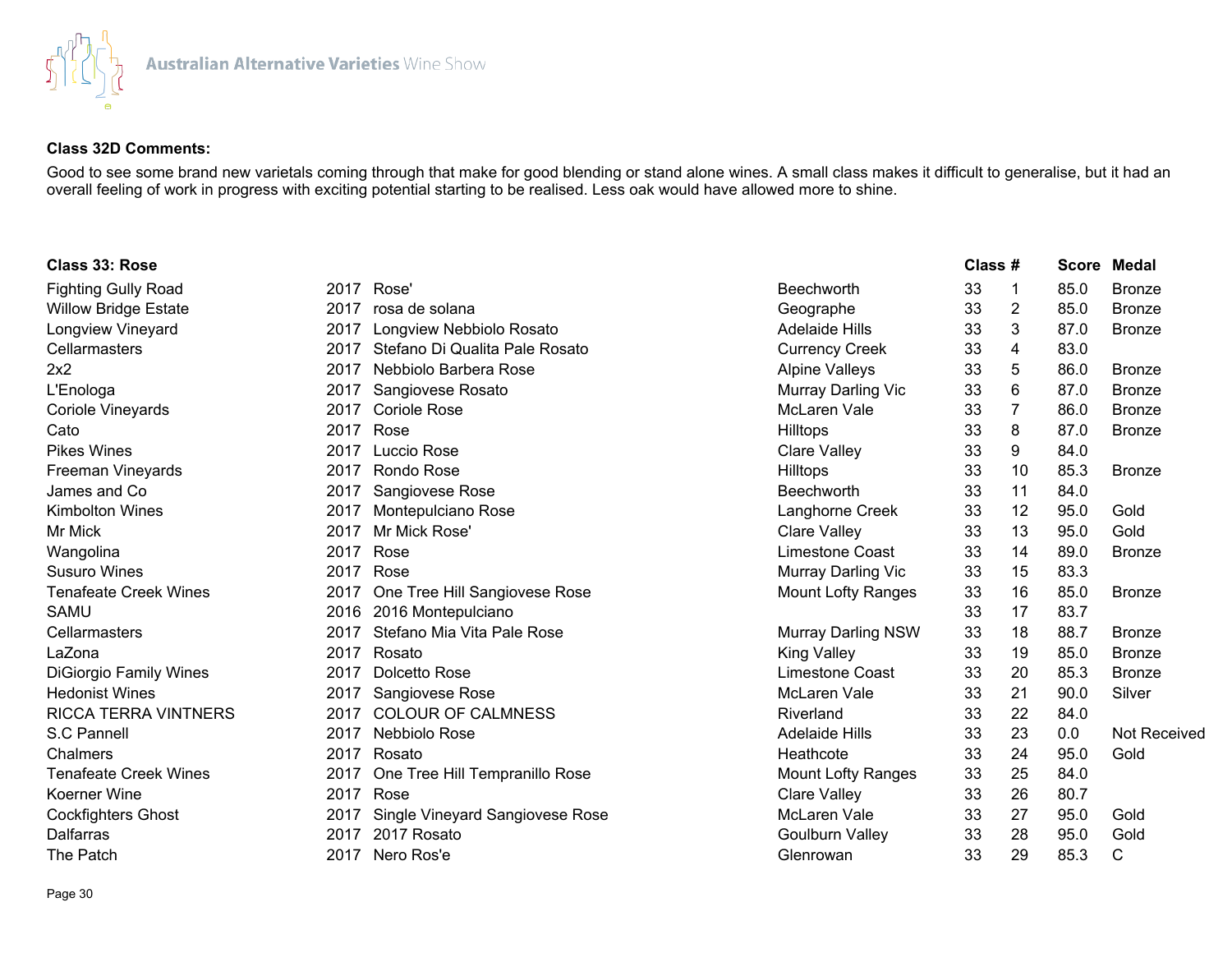**Class 32D Comments:**

Good to see some brand new varietals coming through that make for good blending or stand alone wines. A small class makes it difficult to generalise, but it had an overall feeling of work in progress with exciting potential starting to be realised. Less oak would have allowed more to shine.

**Class 33: Rose**

| Exhibitor | Year | Wine | Region | Class | # | Score | Medal |
|---|---|---|---|---|---|---|---|
| Fighting Gully Road | 2017 | Rose' | Beechworth | 33 | 1 | 85.0 | Bronze |
| Willow Bridge Estate | 2017 | rosa de solana | Geographe | 33 | 2 | 85.0 | Bronze |
| Longview Vineyard | 2017 | Longview Nebbiolo Rosato | Adelaide Hills | 33 | 3 | 87.0 | Bronze |
| Cellarmasters | 2017 | Stefano Di Qualita Pale Rosato | Currency Creek | 33 | 4 | 83.0 | |
| 2x2 | 2017 | Nebbiolo Barbera Rose | Alpine Valleys | 33 | 5 | 86.0 | Bronze |
| L'Enologa | 2017 | Sangiovese Rosato | Murray Darling Vic | 33 | 6 | 87.0 | Bronze |
| Coriole Vineyards | 2017 | Coriole Rose | McLaren Vale | 33 | 7 | 86.0 | Bronze |
| Cato | 2017 | Rose | Hilltops | 33 | 8 | 87.0 | Bronze |
| Pikes Wines | 2017 | Luccio Rose | Clare Valley | 33 | 9 | 84.0 | |
| Freeman Vineyards | 2017 | Rondo Rose | Hilltops | 33 | 10 | 85.3 | Bronze |
| James and Co | 2017 | Sangiovese Rose | Beechworth | 33 | 11 | 84.0 | |
| Kimbolton Wines | 2017 | Montepulciano Rose | Langhorne Creek | 33 | 12 | 95.0 | Gold |
| Mr Mick | 2017 | Mr Mick Rose' | Clare Valley | 33 | 13 | 95.0 | Gold |
| Wangolina | 2017 | Rose | Limestone Coast | 33 | 14 | 89.0 | Bronze |
| Susuro Wines | 2017 | Rose | Murray Darling Vic | 33 | 15 | 83.3 | |
| Tenafeate Creek Wines | 2017 | One Tree Hill Sangiovese Rose | Mount Lofty Ranges | 33 | 16 | 85.0 | Bronze |
| SAMU | 2016 | 2016 Montepulciano | | 33 | 17 | 83.7 | |
| Cellarmasters | 2017 | Stefano Mia Vita Pale Rose | Murray Darling NSW | 33 | 18 | 88.7 | Bronze |
| LaZona | 2017 | Rosato | King Valley | 33 | 19 | 85.0 | Bronze |
| DiGiorgio Family Wines | 2017 | Dolcetto Rose | Limestone Coast | 33 | 20 | 85.3 | Bronze |
| Hedonist Wines | 2017 | Sangiovese Rose | McLaren Vale | 33 | 21 | 90.0 | Silver |
| RICCA TERRA VINTNERS | 2017 | COLOUR OF CALMNESS | Riverland | 33 | 22 | 84.0 | |
| S.C Pannell | 2017 | Nebbiolo Rose | Adelaide Hills | 33 | 23 | 0.0 | Not Received |
| Chalmers | 2017 | Rosato | Heathcote | 33 | 24 | 95.0 | Gold |
| Tenafeate Creek Wines | 2017 | One Tree Hill Tempranillo Rose | Mount Lofty Ranges | 33 | 25 | 84.0 | |
| Koerner Wine | 2017 | Rose | Clare Valley | 33 | 26 | 80.7 | |
| Cockfighters Ghost | 2017 | Single Vineyard Sangiovese Rose | McLaren Vale | 33 | 27 | 95.0 | Gold |
| Dalfarras | 2017 | 2017 Rosato | Goulburn Valley | 33 | 28 | 95.0 | Gold |
| The Patch | 2017 | Nero Ros'e | Glenrowan | 33 | 29 | 85.3 | C |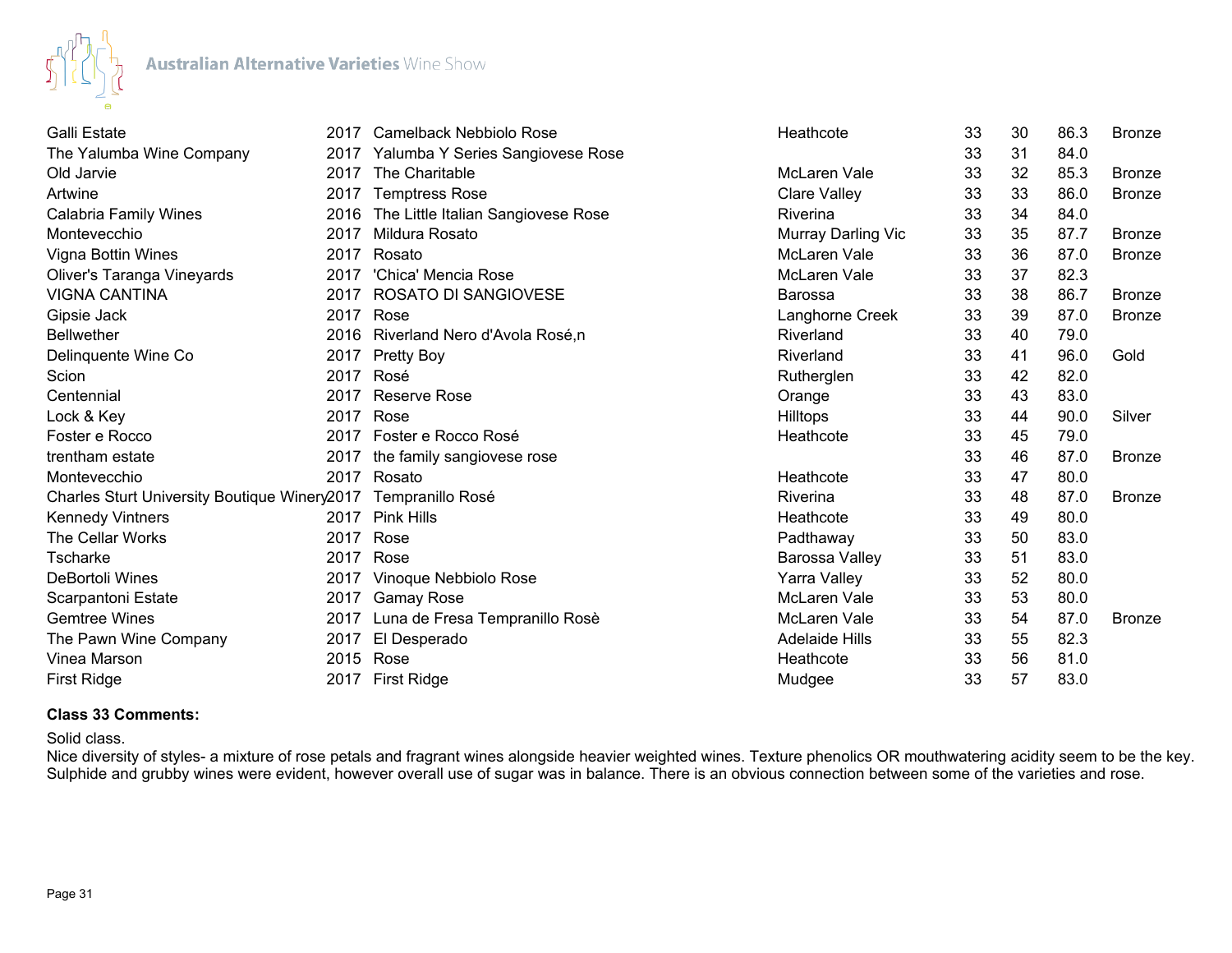| | | | | | | | |
|---|---|---|---|---|---|---|---|
| Galli Estate | 2017 | Camelback Nebbiolo Rose | Heathcote | 33 | 30 | 86.3 | Bronze |
| The Yalumba Wine Company | 2017 | Yalumba Y Series Sangiovese Rose | | 33 | 31 | 84.0 | |
| Old Jarvie | 2017 | The Charitable | McLaren Vale | 33 | 32 | 85.3 | Bronze |
| Artwine | 2017 | Temptress Rose | Clare Valley | 33 | 33 | 86.0 | Bronze |
| Calabria Family Wines | 2016 | The Little Italian Sangiovese Rose | Riverina | 33 | 34 | 84.0 | |
| Montevecchio | 2017 | Mildura Rosato | Murray Darling Vic | 33 | 35 | 87.7 | Bronze |
| Vigna Bottin Wines | 2017 | Rosato | McLaren Vale | 33 | 36 | 87.0 | Bronze |
| Oliver's Taranga Vineyards | 2017 | 'Chica' Mencia Rose | McLaren Vale | 33 | 37 | 82.3 | |
| VIGNA CANTINA | 2017 | ROSATO DI SANGIOVESE | Barossa | 33 | 38 | 86.7 | Bronze |
| Gipsie Jack | 2017 | Rose | Langhorne Creek | 33 | 39 | 87.0 | Bronze |
| Bellwether | 2016 | Riverland Nero d'Avola Rosé,n | Riverland | 33 | 40 | 79.0 | |
| Delinquente Wine Co | 2017 | Pretty Boy | Riverland | 33 | 41 | 96.0 | Gold |
| Scion | 2017 | Rosé | Rutherglen | 33 | 42 | 82.0 | |
| Centennial | 2017 | Reserve Rose | Orange | 33 | 43 | 83.0 | |
| Lock & Key | 2017 | Rose | Hilltops | 33 | 44 | 90.0 | Silver |
| Foster e Rocco | 2017 | Foster e Rocco Rosé | Heathcote | 33 | 45 | 79.0 | |
| trentham estate | 2017 | the family sangiovese rose | | 33 | 46 | 87.0 | Bronze |
| Montevecchio | 2017 | Rosato | Heathcote | 33 | 47 | 80.0 | |
| Charles Sturt University Boutique Winery | 2017 | Tempranillo Rosé | Riverina | 33 | 48 | 87.0 | Bronze |
| Kennedy Vintners | 2017 | Pink Hills | Heathcote | 33 | 49 | 80.0 | |
| The Cellar Works | 2017 | Rose | Padthaway | 33 | 50 | 83.0 | |
| Tscharke | 2017 | Rose | Barossa Valley | 33 | 51 | 83.0 | |
| DeBortoli Wines | 2017 | Vinoque Nebbiolo Rose | Yarra Valley | 33 | 52 | 80.0 | |
| Scarpantoni Estate | 2017 | Gamay Rose | McLaren Vale | 33 | 53 | 80.0 | |
| Gemtree Wines | 2017 | Luna de Fresa Tempranillo Rosè | McLaren Vale | 33 | 54 | 87.0 | Bronze |
| The Pawn Wine Company | 2017 | El Desperado | Adelaide Hills | 33 | 55 | 82.3 | |
| Vinea Marson | 2015 | Rose | Heathcote | 33 | 56 | 81.0 | |
| First Ridge | 2017 | First Ridge | Mudgee | 33 | 57 | 83.0 | |

**Class 33 Comments:**

Solid class.
Nice diversity of styles- a mixture of rose petals and fragrant wines alongside heavier weighted wines. Texture phenolics OR mouthwatering acidity seem to be the key. Sulphide and grubby wines were evident, however overall use of sugar was in balance. There is an obvious connection between some of the varieties and rose.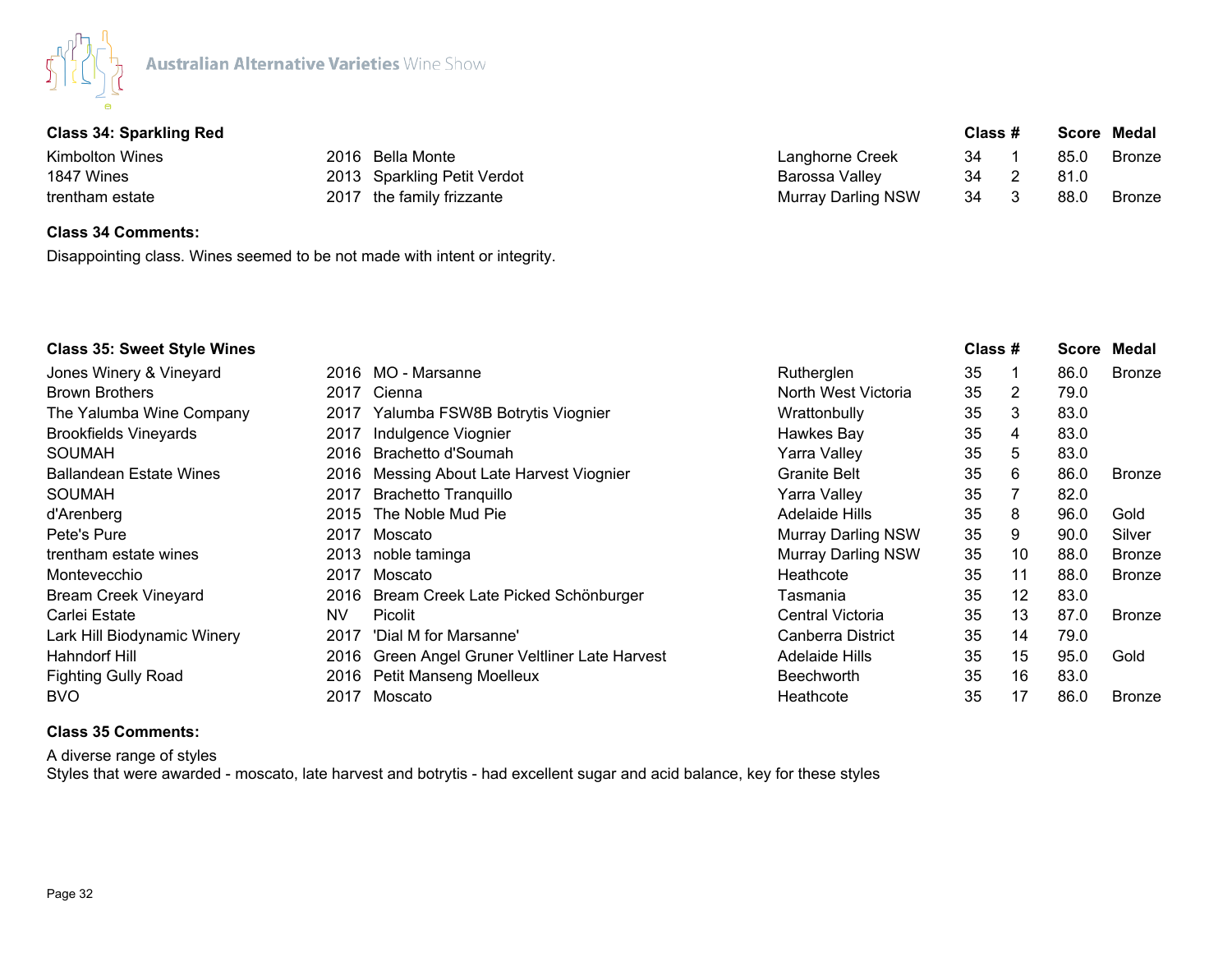### Class 34: Sparkling Red

| Exhibitor | Vintage | Wine | Region | Class | # | Score | Medal |
|---|---|---|---|---|---|---|---|
| Kimbolton Wines | 2016 | Bella Monte | Langhorne Creek | 34 | 1 | 85.0 | Bronze |
| 1847 Wines | 2013 | Sparkling Petit Verdot | Barossa Valley | 34 | 2 | 81.0 | |
| trentham estate | 2017 | the family frizzante | Murray Darling NSW | 34 | 3 | 88.0 | Bronze |

**Class 34 Comments:**

Disappointing class. Wines seemed to be not made with intent or integrity.

### Class 35: Sweet Style Wines

| Exhibitor | Vintage | Wine | Region | Class | # | Score | Medal |
|---|---|---|---|---|---|---|---|
| Jones Winery & Vineyard | 2016 | MO - Marsanne | Rutherglen | 35 | 1 | 86.0 | Bronze |
| Brown Brothers | 2017 | Cienna | North West Victoria | 35 | 2 | 79.0 | |
| The Yalumba Wine Company | 2017 | Yalumba FSW8B Botrytis Viognier | Wrattonbully | 35 | 3 | 83.0 | |
| Brookfields Vineyards | 2017 | Indulgence Viognier | Hawkes Bay | 35 | 4 | 83.0 | |
| SOUMAH | 2016 | Brachetto d'Soumah | Yarra Valley | 35 | 5 | 83.0 | |
| Ballandean Estate Wines | 2016 | Messing About Late Harvest Viognier | Granite Belt | 35 | 6 | 86.0 | Bronze |
| SOUMAH | 2017 | Brachetto Tranquillo | Yarra Valley | 35 | 7 | 82.0 | |
| d'Arenberg | 2015 | The Noble Mud Pie | Adelaide Hills | 35 | 8 | 96.0 | Gold |
| Pete's Pure | 2017 | Moscato | Murray Darling NSW | 35 | 9 | 90.0 | Silver |
| trentham estate wines | 2013 | noble taminga | Murray Darling NSW | 35 | 10 | 88.0 | Bronze |
| Montevecchio | 2017 | Moscato | Heathcote | 35 | 11 | 88.0 | Bronze |
| Bream Creek Vineyard | 2016 | Bream Creek Late Picked Schönburger | Tasmania | 35 | 12 | 83.0 | |
| Carlei Estate | NV | Picolit | Central Victoria | 35 | 13 | 87.0 | Bronze |
| Lark Hill Biodynamic Winery | 2017 | 'Dial M for Marsanne' | Canberra District | 35 | 14 | 79.0 | |
| Hahndorf Hill | 2016 | Green Angel Gruner Veltliner Late Harvest | Adelaide Hills | 35 | 15 | 95.0 | Gold |
| Fighting Gully Road | 2016 | Petit Manseng Moelleux | Beechworth | 35 | 16 | 83.0 | |
| BVO | 2017 | Moscato | Heathcote | 35 | 17 | 86.0 | Bronze |

**Class 35 Comments:**

A diverse range of styles
Styles that were awarded - moscato, late harvest and botrytis - had excellent sugar and acid balance, key for these styles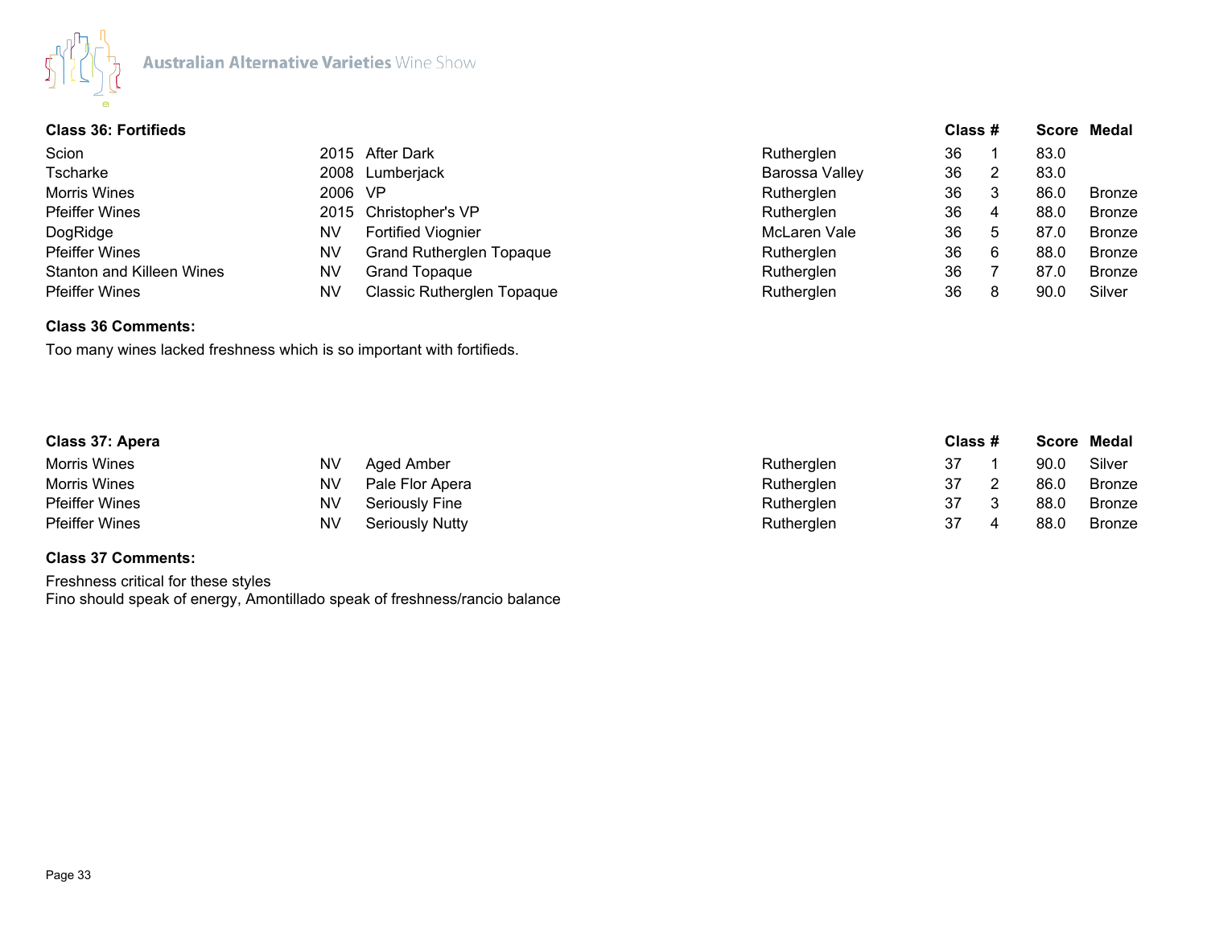Australian Alternative Varieties Wine Show

### Class 36: Fortifieds

| Class 36: Fortifieds | | | | Class # | | Score | Medal |
|---|---|---|---|---|---|---|---|
| Scion | 2015 | After Dark | Rutherglen | 36 | 1 | 83.0 | |
| Tscharke | 2008 | Lumberjack | Barossa Valley | 36 | 2 | 83.0 | |
| Morris Wines | 2006 | VP | Rutherglen | 36 | 3 | 86.0 | Bronze |
| Pfeiffer Wines | 2015 | Christopher's VP | Rutherglen | 36 | 4 | 88.0 | Bronze |
| DogRidge | NV | Fortified Viognier | McLaren Vale | 36 | 5 | 87.0 | Bronze |
| Pfeiffer Wines | NV | Grand Rutherglen Topaque | Rutherglen | 36 | 6 | 88.0 | Bronze |
| Stanton and Killeen Wines | NV | Grand Topaque | Rutherglen | 36 | 7 | 87.0 | Bronze |
| Pfeiffer Wines | NV | Classic Rutherglen Topaque | Rutherglen | 36 | 8 | 90.0 | Silver |

**Class 36 Comments:**

Too many wines lacked freshness which is so important with fortifieds.

### Class 37: Apera

| Class 37: Apera | | | | Class # | | Score | Medal |
|---|---|---|---|---|---|---|---|
| Morris Wines | NV | Aged Amber | Rutherglen | 37 | 1 | 90.0 | Silver |
| Morris Wines | NV | Pale Flor Apera | Rutherglen | 37 | 2 | 86.0 | Bronze |
| Pfeiffer Wines | NV | Seriously Fine | Rutherglen | 37 | 3 | 88.0 | Bronze |
| Pfeiffer Wines | NV | Seriously Nutty | Rutherglen | 37 | 4 | 88.0 | Bronze |

**Class 37 Comments:**

Freshness critical for these styles
Fino should speak of energy, Amontillado speak of freshness/rancio balance